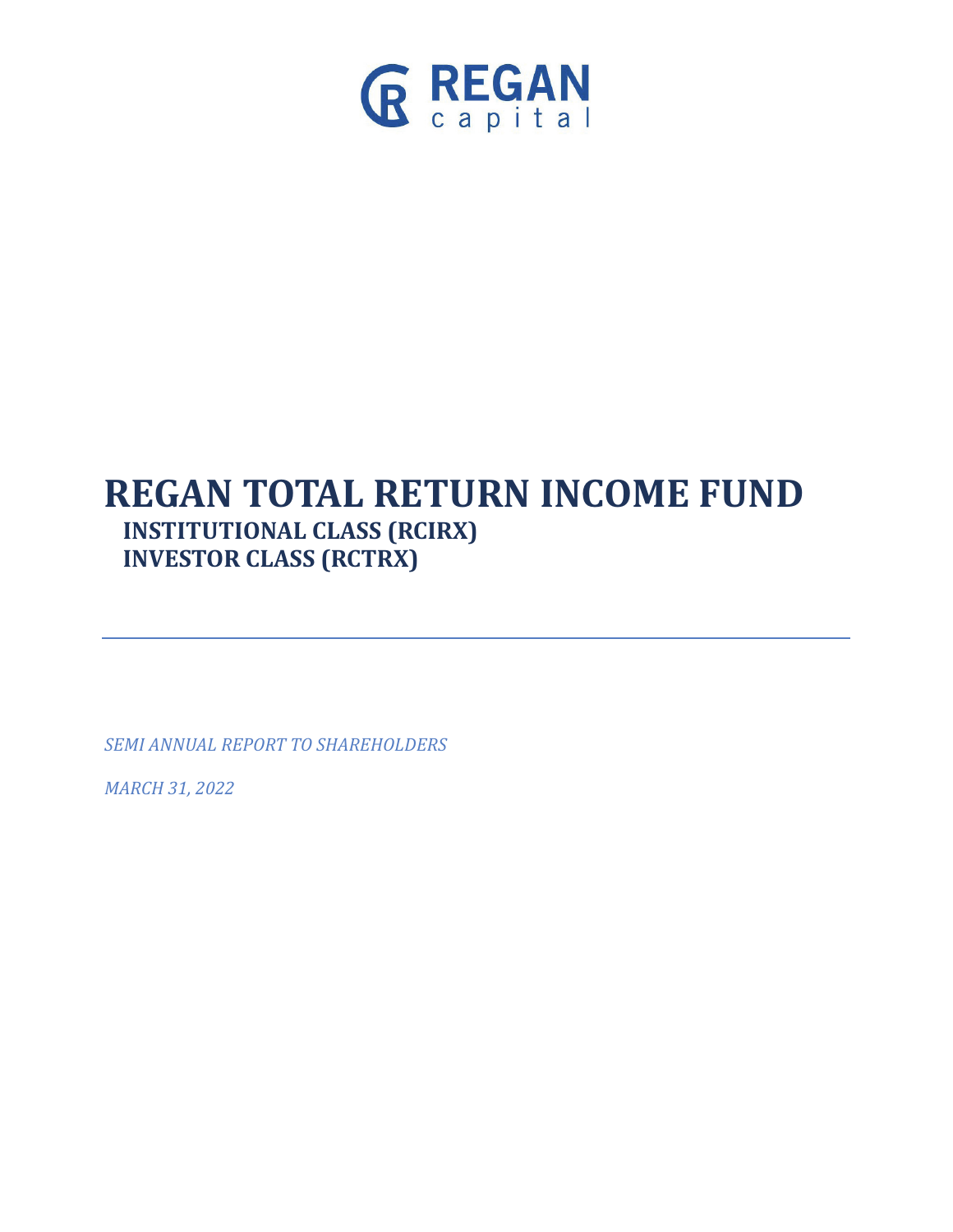REGAN capital

# REGAN TOTAL RETURN INCOME FUND

## INSTITUTIONAL CLASS (RCIRX)
## INVESTOR CLASS (RCTRX)

---

*SEMI ANNUAL REPORT TO SHAREHOLDERS*

*MARCH 31, 2022*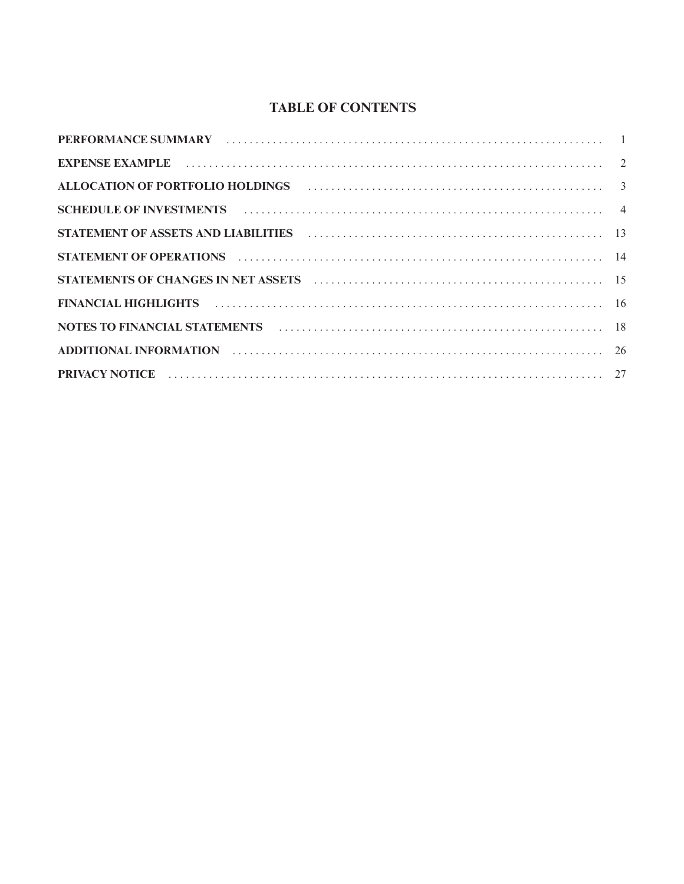# TABLE OF CONTENTS

| | |
|---|---|
| **PERFORMANCE SUMMARY** | 1 |
| **EXPENSE EXAMPLE** | 2 |
| **ALLOCATION OF PORTFOLIO HOLDINGS** | 3 |
| **SCHEDULE OF INVESTMENTS** | 4 |
| **STATEMENT OF ASSETS AND LIABILITIES** | 13 |
| **STATEMENT OF OPERATIONS** | 14 |
| **STATEMENTS OF CHANGES IN NET ASSETS** | 15 |
| **FINANCIAL HIGHLIGHTS** | 16 |
| **NOTES TO FINANCIAL STATEMENTS** | 18 |
| **ADDITIONAL INFORMATION** | 26 |
| **PRIVACY NOTICE** | 27 |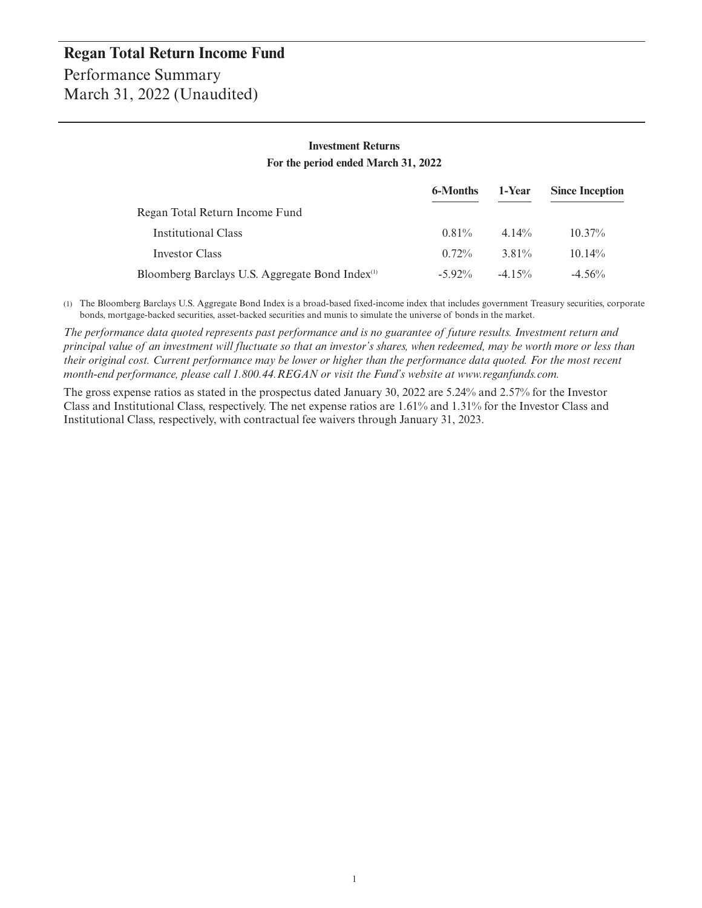# Regan Total Return Income Fund

## Performance Summary
## March 31, 2022 (Unaudited)

**Investment Returns**
**For the period ended March 31, 2022**

| | 6-Months | 1-Year | Since Inception |
|---|---|---|---|
| Regan Total Return Income Fund | | | |
| Institutional Class | 0.81% | 4.14% | 10.37% |
| Investor Class | 0.72% | 3.81% | 10.14% |
| Bloomberg Barclays U.S. Aggregate Bond Index[(1)] | -5.92% | -4.15% | -4.56% |

(1) The Bloomberg Barclays U.S. Aggregate Bond Index is a broad-based fixed-income index that includes government Treasury securities, corporate bonds, mortgage-backed securities, asset-backed securities and munis to simulate the universe of bonds in the market.

*The performance data quoted represents past performance and is no guarantee of future results. Investment return and principal value of an investment will fluctuate so that an investor's shares, when redeemed, may be worth more or less than their original cost. Current performance may be lower or higher than the performance data quoted. For the most recent month-end performance, please call 1.800.44.REGAN or visit the Fund's website at www.reganfunds.com.*

The gross expense ratios as stated in the prospectus dated January 30, 2022 are 5.24% and 2.57% for the Investor Class and Institutional Class, respectively. The net expense ratios are 1.61% and 1.31% for the Investor Class and Institutional Class, respectively, with contractual fee waivers through January 31, 2023.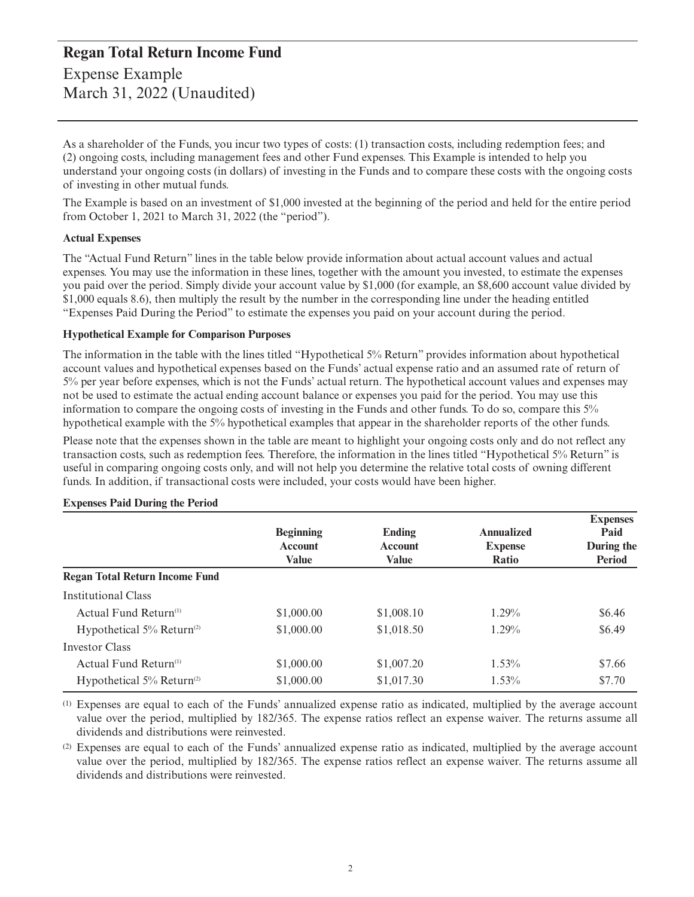# Regan Total Return Income Fund

## Expense Example
## March 31, 2022 (Unaudited)

As a shareholder of the Funds, you incur two types of costs: (1) transaction costs, including redemption fees; and (2) ongoing costs, including management fees and other Fund expenses. This Example is intended to help you understand your ongoing costs (in dollars) of investing in the Funds and to compare these costs with the ongoing costs of investing in other mutual funds.

The Example is based on an investment of $1,000 invested at the beginning of the period and held for the entire period from October 1, 2021 to March 31, 2022 (the "period").

**Actual Expenses**

The "Actual Fund Return" lines in the table below provide information about actual account values and actual expenses. You may use the information in these lines, together with the amount you invested, to estimate the expenses you paid over the period. Simply divide your account value by $1,000 (for example, an $8,600 account value divided by $1,000 equals 8.6), then multiply the result by the number in the corresponding line under the heading entitled "Expenses Paid During the Period" to estimate the expenses you paid on your account during the period.

**Hypothetical Example for Comparison Purposes**

The information in the table with the lines titled "Hypothetical 5% Return" provides information about hypothetical account values and hypothetical expenses based on the Funds' actual expense ratio and an assumed rate of return of 5% per year before expenses, which is not the Funds' actual return. The hypothetical account values and expenses may not be used to estimate the actual ending account balance or expenses you paid for the period. You may use this information to compare the ongoing costs of investing in the Funds and other funds. To do so, compare this 5% hypothetical example with the 5% hypothetical examples that appear in the shareholder reports of the other funds.

Please note that the expenses shown in the table are meant to highlight your ongoing costs only and do not reflect any transaction costs, such as redemption fees. Therefore, the information in the lines titled "Hypothetical 5% Return" is useful in comparing ongoing costs only, and will not help you determine the relative total costs of owning different funds. In addition, if transactional costs were included, your costs would have been higher.

**Expenses Paid During the Period**

| | Beginning Account Value | Ending Account Value | Annualized Expense Ratio | Expenses Paid During the Period |
|---|---|---|---|---|
| **Regan Total Return Income Fund** | | | | |
| Institutional Class | | | | |
| Actual Fund Return[(1)] | $1,000.00 | $1,008.10 | 1.29% | $6.46 |
| Hypothetical 5% Return[(2)] | $1,000.00 | $1,018.50 | 1.29% | $6.49 |
| Investor Class | | | | |
| Actual Fund Return[(1)] | $1,000.00 | $1,007.20 | 1.53% | $7.66 |
| Hypothetical 5% Return[(2)] | $1,000.00 | $1,017.30 | 1.53% | $7.70 |

(1) Expenses are equal to each of the Funds' annualized expense ratio as indicated, multiplied by the average account value over the period, multiplied by 182/365. The expense ratios reflect an expense waiver. The returns assume all dividends and distributions were reinvested.

(2) Expenses are equal to each of the Funds' annualized expense ratio as indicated, multiplied by the average account value over the period, multiplied by 182/365. The expense ratios reflect an expense waiver. The returns assume all dividends and distributions were reinvested.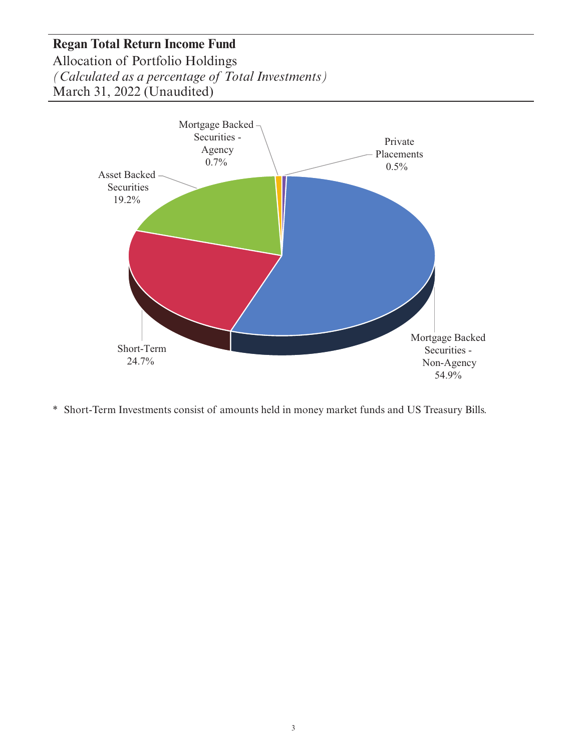**Regan Total Return Income Fund**

Allocation of Portfolio Holdings

*(Calculated as a percentage of Total Investments)*

March 31, 2022 (Unaudited)

| Category | Percentage |
|---|---|
| Mortgage Backed Securities - Non-Agency | 54.9% |
| Short-Term | 24.7% |
| Asset Backed Securities | 19.2% |
| Mortgage Backed Securities - Agency | 0.7% |
| Private Placements | 0.5% |

\* Short-Term Investments consist of amounts held in money market funds and US Treasury Bills.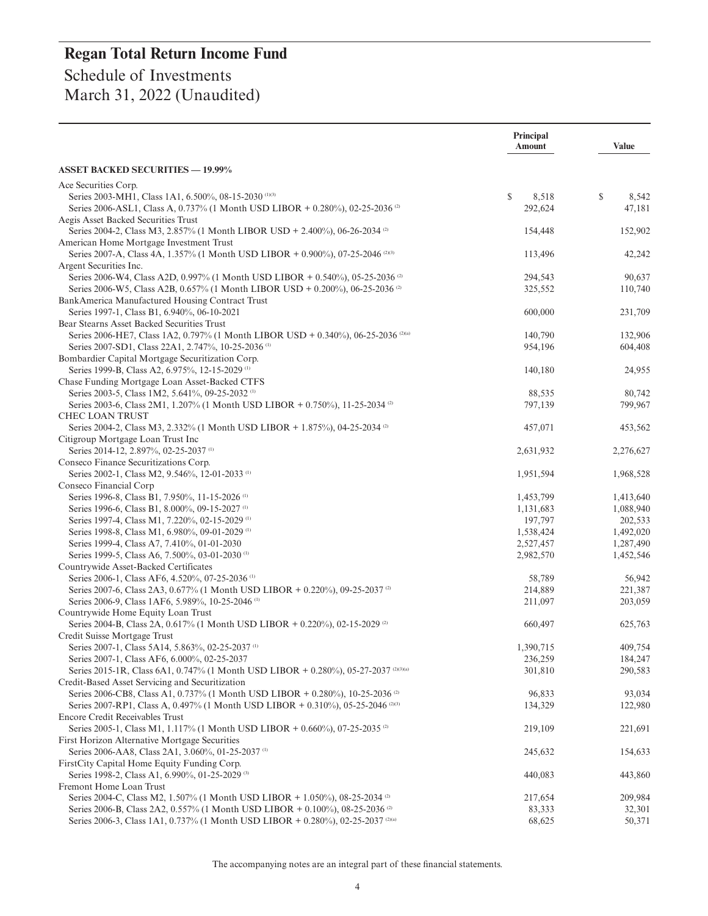# Regan Total Return Income Fund

## Schedule of Investments
## March 31, 2022 (Unaudited)

| | Principal Amount | Value |
|---|---|---|
| **ASSET BACKED SECURITIES — 19.99%** | | |
| Ace Securities Corp. | | |
| Series 2003-MH1, Class 1A1, 6.500%, 08-15-2030 [(1)(3)] | $ 8,518 | $ 8,542 |
| Series 2006-ASL1, Class A, 0.737% (1 Month USD LIBOR + 0.280%), 02-25-2036 [(2)] | 292,624 | 47,181 |
| Aegis Asset Backed Securities Trust | | |
| Series 2004-2, Class M3, 2.857% (1 Month LIBOR USD + 2.400%), 06-26-2034 [(2)] | 154,448 | 152,902 |
| American Home Mortgage Investment Trust | | |
| Series 2007-A, Class 4A, 1.357% (1 Month USD LIBOR + 0.900%), 07-25-2046 [(2)(3)] | 113,496 | 42,242 |
| Argent Securities Inc. | | |
| Series 2006-W4, Class A2D, 0.997% (1 Month USD LIBOR + 0.540%), 05-25-2036 [(2)] | 294,543 | 90,637 |
| Series 2006-W5, Class A2B, 0.657% (1 Month LIBOR USD + 0.200%), 06-25-2036 [(2)] | 325,552 | 110,740 |
| BankAmerica Manufactured Housing Contract Trust | | |
| Series 1997-1, Class B1, 6.940%, 06-10-2021 | 600,000 | 231,709 |
| Bear Stearns Asset Backed Securities Trust | | |
| Series 2006-HE7, Class 1A2, 0.797% (1 Month LIBOR USD + 0.340%), 06-25-2036 [(2)(a)] | 140,790 | 132,906 |
| Series 2007-SD1, Class 22A1, 2.747%, 10-25-2036 [(1)] | 954,196 | 604,408 |
| Bombardier Capital Mortgage Securitization Corp. | | |
| Series 1999-B, Class A2, 6.975%, 12-15-2029 [(1)] | 140,180 | 24,955 |
| Chase Funding Mortgage Loan Asset-Backed CTFS | | |
| Series 2003-5, Class 1M2, 5.641%, 09-25-2032 [(1)] | 88,535 | 80,742 |
| Series 2003-6, Class 2M1, 1.207% (1 Month USD LIBOR + 0.750%), 11-25-2034 [(2)] | 797,139 | 799,967 |
| CHEC LOAN TRUST | | |
| Series 2004-2, Class M3, 2.332% (1 Month USD LIBOR + 1.875%), 04-25-2034 [(2)] | 457,071 | 453,562 |
| Citigroup Mortgage Loan Trust Inc | | |
| Series 2014-12, 2.897%, 02-25-2037 [(1)] | 2,631,932 | 2,276,627 |
| Conseco Finance Securitizations Corp. | | |
| Series 2002-1, Class M2, 9.546%, 12-01-2033 [(1)] | 1,951,594 | 1,968,528 |
| Conseco Financial Corp | | |
| Series 1996-8, Class B1, 7.950%, 11-15-2026 [(1)] | 1,453,799 | 1,413,640 |
| Series 1996-6, Class B1, 8.000%, 09-15-2027 [(1)] | 1,131,683 | 1,088,940 |
| Series 1997-4, Class M1, 7.220%, 02-15-2029 [(1)] | 197,797 | 202,533 |
| Series 1998-8, Class M1, 6.980%, 09-01-2029 [(1)] | 1,538,424 | 1,492,020 |
| Series 1999-4, Class A7, 7.410%, 01-01-2030 | 2,527,457 | 1,287,490 |
| Series 1999-5, Class A6, 7.500%, 03-01-2030 [(1)] | 2,982,570 | 1,452,546 |
| Countrywide Asset-Backed Certificates | | |
| Series 2006-1, Class AF6, 4.520%, 07-25-2036 [(1)] | 58,789 | 56,942 |
| Series 2007-6, Class 2A3, 0.677% (1 Month USD LIBOR + 0.220%), 09-25-2037 [(2)] | 214,889 | 221,387 |
| Series 2006-9, Class 1AF6, 5.989%, 10-25-2046 [(1)] | 211,097 | 203,059 |
| Countrywide Home Equity Loan Trust | | |
| Series 2004-B, Class 2A, 0.617% (1 Month USD LIBOR + 0.220%), 02-15-2029 [(2)] | 660,497 | 625,763 |
| Credit Suisse Mortgage Trust | | |
| Series 2007-1, Class 5A14, 5.863%, 02-25-2037 [(1)] | 1,390,715 | 409,754 |
| Series 2007-1, Class AF6, 6.000%, 02-25-2037 | 236,259 | 184,247 |
| Series 2015-1R, Class 6A1, 0.747% (1 Month USD LIBOR + 0.280%), 05-27-2037 [(2)(3)(a)] | 301,810 | 290,583 |
| Credit-Based Asset Servicing and Securitization | | |
| Series 2006-CB8, Class A1, 0.737% (1 Month USD LIBOR + 0.280%), 10-25-2036 [(2)] | 96,833 | 93,034 |
| Series 2007-RP1, Class A, 0.497% (1 Month USD LIBOR + 0.310%), 05-25-2046 [(2)(3)] | 134,329 | 122,980 |
| Encore Credit Receivables Trust | | |
| Series 2005-1, Class M1, 1.117% (1 Month USD LIBOR + 0.660%), 07-25-2035 [(2)] | 219,109 | 221,691 |
| First Horizon Alternative Mortgage Securities | | |
| Series 2006-AA8, Class 2A1, 3.060%, 01-25-2037 [(1)] | 245,632 | 154,633 |
| FirstCity Capital Home Equity Funding Corp. | | |
| Series 1998-2, Class A1, 6.990%, 01-25-2029 [(3)] | 440,083 | 443,860 |
| Fremont Home Loan Trust | | |
| Series 2004-C, Class M2, 1.507% (1 Month USD LIBOR + 1.050%), 08-25-2034 [(2)] | 217,654 | 209,984 |
| Series 2006-B, Class 2A2, 0.557% (1 Month USD LIBOR + 0.100%), 08-25-2036 [(2)] | 83,333 | 32,301 |
| Series 2006-3, Class 1A1, 0.737% (1 Month USD LIBOR + 0.280%), 02-25-2037 [(2)(a)] | 68,625 | 50,371 |

The accompanying notes are an integral part of these financial statements.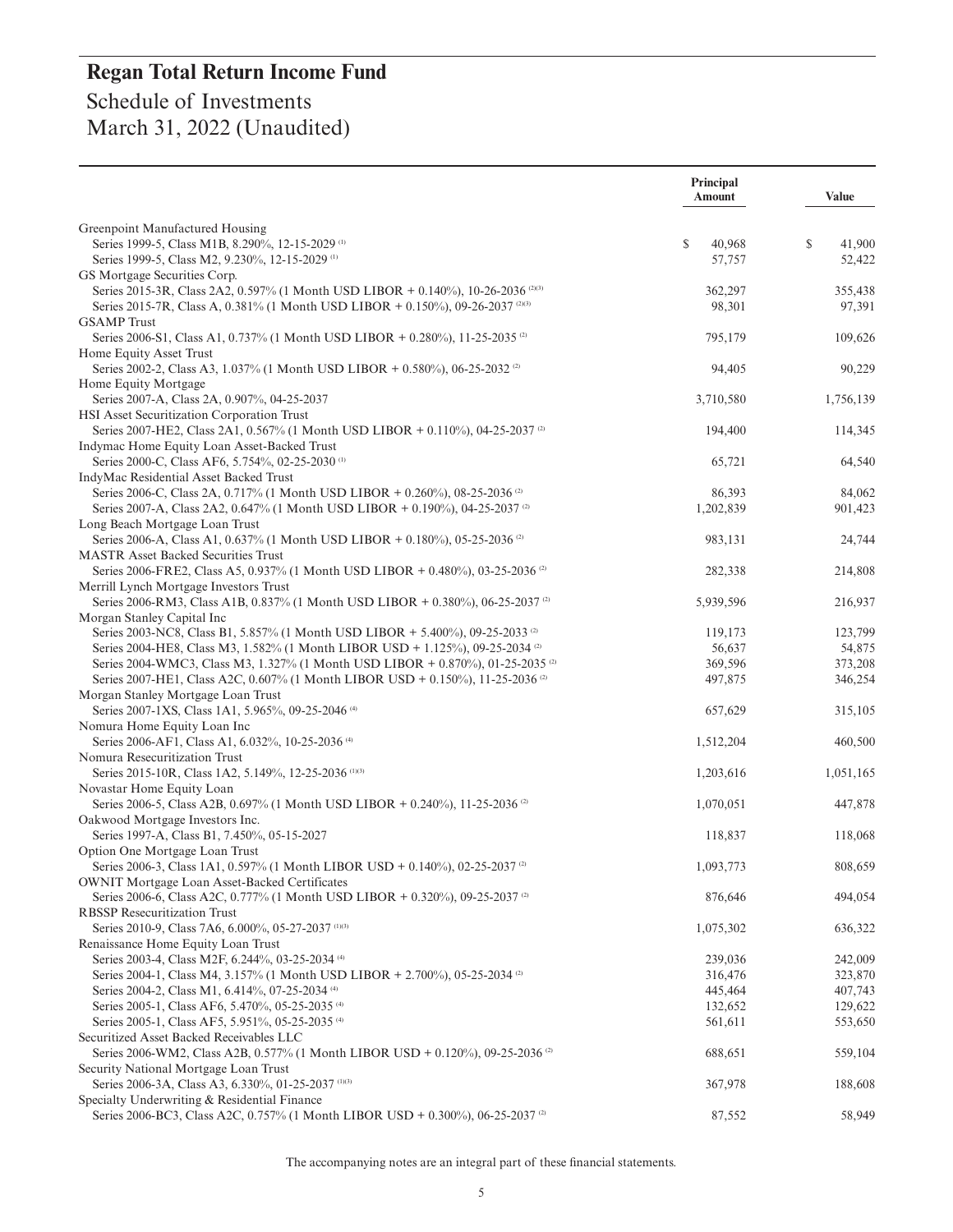# Regan Total Return Income Fund

## Schedule of Investments
## March 31, 2022 (Unaudited)

| | Principal Amount | Value |
|---|---|---|
| Greenpoint Manufactured Housing | | |
| Series 1999-5, Class M1B, 8.290%, 12-15-2029 [(1)] | $ 40,968 | $ 41,900 |
| Series 1999-5, Class M2, 9.230%, 12-15-2029 [(1)] | 57,757 | 52,422 |
| GS Mortgage Securities Corp. | | |
| Series 2015-3R, Class 2A2, 0.597% (1 Month USD LIBOR + 0.140%), 10-26-2036 [(2)(3)] | 362,297 | 355,438 |
| Series 2015-7R, Class A, 0.381% (1 Month USD LIBOR + 0.150%), 09-26-2037 [(2)(3)] | 98,301 | 97,391 |
| GSAMP Trust | | |
| Series 2006-S1, Class A1, 0.737% (1 Month USD LIBOR + 0.280%), 11-25-2035 [(2)] | 795,179 | 109,626 |
| Home Equity Asset Trust | | |
| Series 2002-2, Class A3, 1.037% (1 Month USD LIBOR + 0.580%), 06-25-2032 [(2)] | 94,405 | 90,229 |
| Home Equity Mortgage | | |
| Series 2007-A, Class 2A, 0.907%, 04-25-2037 | 3,710,580 | 1,756,139 |
| HSI Asset Securitization Corporation Trust | | |
| Series 2007-HE2, Class 2A1, 0.567% (1 Month USD LIBOR + 0.110%), 04-25-2037 [(2)] | 194,400 | 114,345 |
| Indymac Home Equity Loan Asset-Backed Trust | | |
| Series 2000-C, Class AF6, 5.754%, 02-25-2030 [(1)] | 65,721 | 64,540 |
| IndyMac Residential Asset Backed Trust | | |
| Series 2006-C, Class 2A, 0.717% (1 Month USD LIBOR + 0.260%), 08-25-2036 [(2)] | 86,393 | 84,062 |
| Series 2007-A, Class 2A2, 0.647% (1 Month USD LIBOR + 0.190%), 04-25-2037 [(2)] | 1,202,839 | 901,423 |
| Long Beach Mortgage Loan Trust | | |
| Series 2006-A, Class A1, 0.637% (1 Month USD LIBOR + 0.180%), 05-25-2036 [(2)] | 983,131 | 24,744 |
| MASTR Asset Backed Securities Trust | | |
| Series 2006-FRE2, Class A5, 0.937% (1 Month USD LIBOR + 0.480%), 03-25-2036 [(2)] | 282,338 | 214,808 |
| Merrill Lynch Mortgage Investors Trust | | |
| Series 2006-RM3, Class A1B, 0.837% (1 Month USD LIBOR + 0.380%), 06-25-2037 [(2)] | 5,939,596 | 216,937 |
| Morgan Stanley Capital Inc | | |
| Series 2003-NC8, Class B1, 5.857% (1 Month USD LIBOR + 5.400%), 09-25-2033 [(2)] | 119,173 | 123,799 |
| Series 2004-HE8, Class M3, 1.582% (1 Month LIBOR USD + 1.125%), 09-25-2034 [(2)] | 56,637 | 54,875 |
| Series 2004-WMC3, Class M3, 1.327% (1 Month USD LIBOR + 0.870%), 01-25-2035 [(2)] | 369,596 | 373,208 |
| Series 2007-HE1, Class A2C, 0.607% (1 Month LIBOR USD + 0.150%), 11-25-2036 [(2)] | 497,875 | 346,254 |
| Morgan Stanley Mortgage Loan Trust | | |
| Series 2007-1XS, Class 1A1, 5.965%, 09-25-2046 [(4)] | 657,629 | 315,105 |
| Nomura Home Equity Loan Inc | | |
| Series 2006-AF1, Class A1, 6.032%, 10-25-2036 [(4)] | 1,512,204 | 460,500 |
| Nomura Resecuritization Trust | | |
| Series 2015-10R, Class 1A2, 5.149%, 12-25-2036 [(1)(3)] | 1,203,616 | 1,051,165 |
| Novastar Home Equity Loan | | |
| Series 2006-5, Class A2B, 0.697% (1 Month USD LIBOR + 0.240%), 11-25-2036 [(2)] | 1,070,051 | 447,878 |
| Oakwood Mortgage Investors Inc. | | |
| Series 1997-A, Class B1, 7.450%, 05-15-2027 | 118,837 | 118,068 |
| Option One Mortgage Loan Trust | | |
| Series 2006-3, Class 1A1, 0.597% (1 Month LIBOR USD + 0.140%), 02-25-2037 [(2)] | 1,093,773 | 808,659 |
| OWNIT Mortgage Loan Asset-Backed Certificates | | |
| Series 2006-6, Class A2C, 0.777% (1 Month USD LIBOR + 0.320%), 09-25-2037 [(2)] | 876,646 | 494,054 |
| RBSSP Resecuritization Trust | | |
| Series 2010-9, Class 7A6, 6.000%, 05-27-2037 [(1)(3)] | 1,075,302 | 636,322 |
| Renaissance Home Equity Loan Trust | | |
| Series 2003-4, Class M2F, 6.244%, 03-25-2034 [(4)] | 239,036 | 242,009 |
| Series 2004-1, Class M4, 3.157% (1 Month USD LIBOR + 2.700%), 05-25-2034 [(2)] | 316,476 | 323,870 |
| Series 2004-2, Class M1, 6.414%, 07-25-2034 [(4)] | 445,464 | 407,743 |
| Series 2005-1, Class AF6, 5.470%, 05-25-2035 [(4)] | 132,652 | 129,622 |
| Series 2005-1, Class AF5, 5.951%, 05-25-2035 [(4)] | 561,611 | 553,650 |
| Securitized Asset Backed Receivables LLC | | |
| Series 2006-WM2, Class A2B, 0.577% (1 Month LIBOR USD + 0.120%), 09-25-2036 [(2)] | 688,651 | 559,104 |
| Security National Mortgage Loan Trust | | |
| Series 2006-3A, Class A3, 6.330%, 01-25-2037 [(1)(3)] | 367,978 | 188,608 |
| Specialty Underwriting & Residential Finance | | |
| Series 2006-BC3, Class A2C, 0.757% (1 Month LIBOR USD + 0.300%), 06-25-2037 [(2)] | 87,552 | 58,949 |

The accompanying notes are an integral part of these financial statements.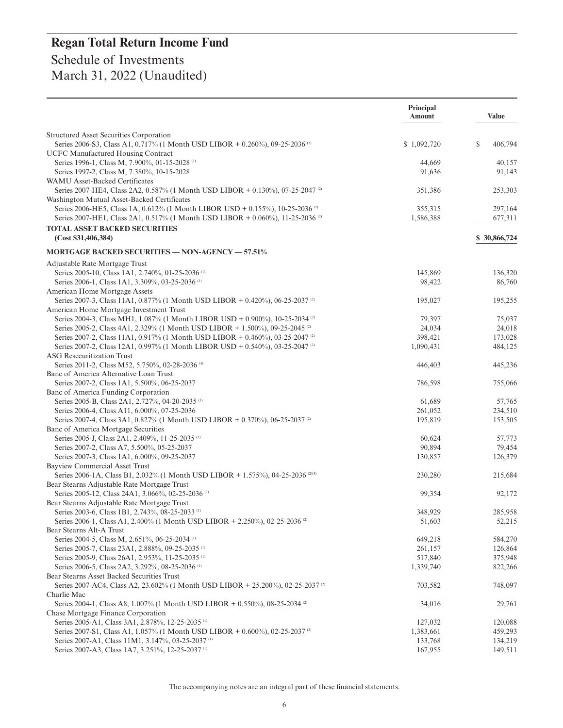# Regan Total Return Income Fund

## Schedule of Investments
## March 31, 2022 (Unaudited)

| | Principal Amount | Value |
|---|---|---|
| Structured Asset Securities Corporation | | |
| Series 2006-S3, Class A1, 0.717% (1 Month USD LIBOR + 0.260%), 09-25-2036 (2) | $ 1,092,720 | $ 406,794 |
| UCFC Manufactured Housing Contract | | |
| Series 1996-1, Class M, 7.900%, 01-15-2028 (1) | 44,669 | 40,157 |
| Series 1997-2, Class M, 7.380%, 10-15-2028 | 91,636 | 91,143 |
| WAMU Asset-Backed Certificates | | |
| Series 2007-HE4, Class 2A2, 0.587% (1 Month USD LIBOR + 0.130%), 07-25-2047 (2) | 351,386 | 253,303 |
| Washington Mutual Asset-Backed Certificates | | |
| Series 2006-HE5, Class 1A, 0.612% (1 Month LIBOR USD + 0.155%), 10-25-2036 (2) | 355,315 | 297,164 |
| Series 2007-HE1, Class 2A1, 0.517% (1 Month USD LIBOR + 0.060%), 11-25-2036 (2) | 1,586,388 | 677,311 |
| **TOTAL ASSET BACKED SECURITIES (Cost $31,406,384)** | | **$ 30,866,724** |
| **MORTGAGE BACKED SECURITIES — NON-AGENCY — 57.51%** | | |
| Adjustable Rate Mortgage Trust | | |
| Series 2005-10, Class 1A1, 2.740%, 01-25-2036 (1) | 145,869 | 136,320 |
| Series 2006-1, Class 1A1, 3.309%, 03-25-2036 (1) | 98,422 | 86,760 |
| American Home Mortgage Assets | | |
| Series 2007-3, Class 11A1, 0.877% (1 Month USD LIBOR + 0.420%), 06-25-2037 (2) | 195,027 | 195,255 |
| American Home Mortgage Investment Trust | | |
| Series 2004-3, Class MH1, 1.087% (1 Month LIBOR USD + 0.900%), 10-25-2034 (2) | 79,397 | 75,037 |
| Series 2005-2, Class 4A1, 2.329% (1 Month USD LIBOR + 1.500%), 09-25-2045 (2) | 24,034 | 24,018 |
| Series 2007-2, Class 11A1, 0.917% (1 Month USD LIBOR + 0.460%), 03-25-2047 (2) | 398,421 | 173,028 |
| Series 2007-2, Class 12A1, 0.997% (1 Month LIBOR USD + 0.540%), 03-25-2047 (2) | 1,090,431 | 484,125 |
| ASG Resecuritization Trust | | |
| Series 2011-2, Class M52, 5.750%, 02-28-2036 (3) | 446,403 | 445,236 |
| Banc of America Alternative Loan Trust | | |
| Series 2007-2, Class 1A1, 5.500%, 06-25-2037 | 786,598 | 755,066 |
| Banc of America Funding Corporation | | |
| Series 2005-B, Class 2A1, 2.727%, 04-20-2035 (1) | 61,689 | 57,765 |
| Series 2006-4, Class A11, 6.000%, 07-25-2036 | 261,052 | 234,510 |
| Series 2007-4, Class 3A1, 0.827% (1 Month USD LIBOR + 0.370%), 06-25-2037 (2) | 195,819 | 153,505 |
| Banc of America Mortgage Securities | | |
| Series 2005-J, Class 2A1, 2.409%, 11-25-2035 (1) | 60,624 | 57,773 |
| Series 2007-2, Class A7, 5.500%, 05-25-2037 | 90,894 | 79,454 |
| Series 2007-3, Class 1A1, 6.000%, 09-25-2037 | 130,857 | 126,379 |
| Bayview Commercial Asset Trust | | |
| Series 2006-1A, Class B1, 2.032% (1 Month USD LIBOR + 1.575%), 04-25-2036 (2)(3) | 230,280 | 215,684 |
| Bear Stearns Adjustable Rate Mortgage Trust | | |
| Series 2005-12, Class 24A1, 3.066%, 02-25-2036 (1) | 99,354 | 92,172 |
| Bear Stearns Adjustable Rate Mortgage Trust | | |
| Series 2003-6, Class 1B1, 2.743%, 08-25-2033 (1) | 348,929 | 285,958 |
| Series 2006-1, Class A1, 2.400% (1 Month USD LIBOR + 2.250%), 02-25-2036 (2) | 51,603 | 52,215 |
| Bear Stearns Alt-A Trust | | |
| Series 2004-5, Class M, 2.651%, 06-25-2034 (1) | 649,218 | 584,270 |
| Series 2005-7, Class 23A1, 2.888%, 09-25-2035 (1) | 261,157 | 126,864 |
| Series 2005-9, Class 26A1, 2.953%, 11-25-2035 (1) | 517,840 | 375,948 |
| Series 2006-5, Class 2A2, 3.292%, 08-25-2036 (1) | 1,339,740 | 822,266 |
| Bear Stearns Asset Backed Securities Trust | | |
| Series 2007-AC4, Class A2, 23.602% (1 Month USD LIBOR + 25.200%), 02-25-2037 (2) | 703,582 | 748,097 |
| Charlie Mac | | |
| Series 2004-1, Class A8, 1.007% (1 Month USD LIBOR + 0.550%), 08-25-2034 (2) | 34,016 | 29,761 |
| Chase Mortgage Finance Corporation | | |
| Series 2005-A1, Class 3A1, 2.878%, 12-25-2035 (1) | 127,032 | 120,088 |
| Series 2007-S1, Class A1, 1.057% (1 Month USD LIBOR + 0.600%), 02-25-2037 (2) | 1,383,661 | 459,293 |
| Series 2007-A1, Class 11M1, 3.147%, 03-25-2037 (1) | 133,768 | 134,219 |
| Series 2007-A3, Class 1A7, 3.251%, 12-25-2037 (1) | 167,955 | 149,511 |

The accompanying notes are an integral part of these financial statements.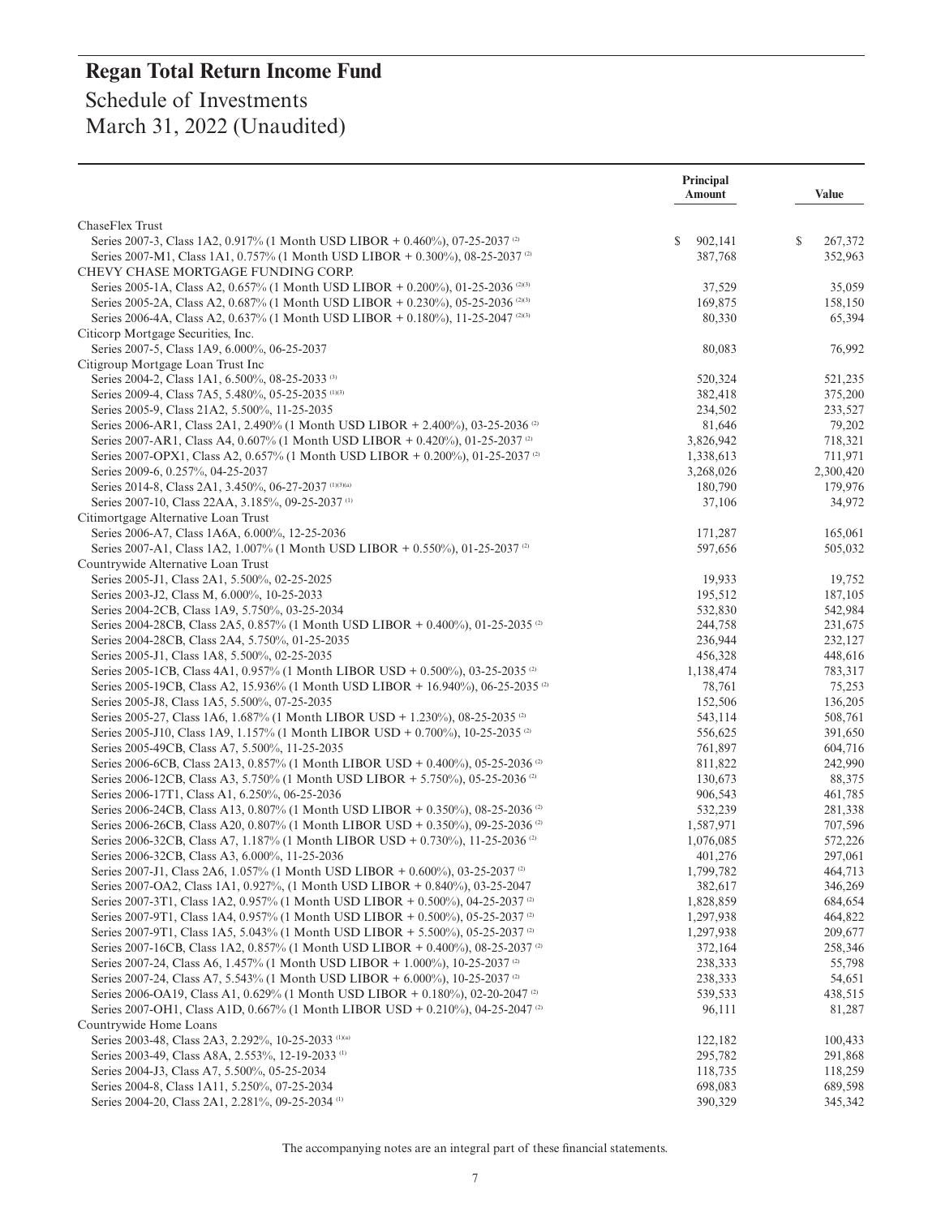# Regan Total Return Income Fund

## Schedule of Investments
## March 31, 2022 (Unaudited)

| | Principal Amount | Value |
|---|---|---|
| ChaseFlex Trust | | |
| Series 2007-3, Class 1A2, 0.917% (1 Month USD LIBOR + 0.460%), 07-25-2037 [(2)] | $ 902,141 | $ 267,372 |
| Series 2007-M1, Class 1A1, 0.757% (1 Month USD LIBOR + 0.300%), 08-25-2037 [(2)] | 387,768 | 352,963 |
| CHEVY CHASE MORTGAGE FUNDING CORP. | | |
| Series 2005-1A, Class A2, 0.657% (1 Month USD LIBOR + 0.200%), 01-25-2036 [(2)(3)] | 37,529 | 35,059 |
| Series 2005-2A, Class A2, 0.687% (1 Month USD LIBOR + 0.230%), 05-25-2036 [(2)(3)] | 169,875 | 158,150 |
| Series 2006-4A, Class A2, 0.637% (1 Month USD LIBOR + 0.180%), 11-25-2047 [(2)(3)] | 80,330 | 65,394 |
| Citicorp Mortgage Securities, Inc. | | |
| Series 2007-5, Class 1A9, 6.000%, 06-25-2037 | 80,083 | 76,992 |
| Citigroup Mortgage Loan Trust Inc | | |
| Series 2004-2, Class 1A1, 6.500%, 08-25-2033 [(3)] | 520,324 | 521,235 |
| Series 2009-4, Class 7A5, 5.480%, 05-25-2035 [(1)(3)] | 382,418 | 375,200 |
| Series 2005-9, Class 21A2, 5.500%, 11-25-2035 | 234,502 | 233,527 |
| Series 2006-AR1, Class 2A1, 2.490% (1 Month USD LIBOR + 2.400%), 03-25-2036 [(2)] | 81,646 | 79,202 |
| Series 2007-AR1, Class A4, 0.607% (1 Month USD LIBOR + 0.420%), 01-25-2037 [(2)] | 3,826,942 | 718,321 |
| Series 2007-OPX1, Class A2, 0.657% (1 Month USD LIBOR + 0.200%), 01-25-2037 [(2)] | 1,338,613 | 711,971 |
| Series 2009-6, 0.257%, 04-25-2037 | 3,268,026 | 2,300,420 |
| Series 2014-8, Class 2A1, 3.450%, 06-27-2037 [(1)(3)(a)] | 180,790 | 179,976 |
| Series 2007-10, Class 22AA, 3.185%, 09-25-2037 [(1)] | 37,106 | 34,972 |
| Citimortgage Alternative Loan Trust | | |
| Series 2006-A7, Class 1A6A, 6.000%, 12-25-2036 | 171,287 | 165,061 |
| Series 2007-A1, Class 1A2, 1.007% (1 Month USD LIBOR + 0.550%), 01-25-2037 [(2)] | 597,656 | 505,032 |
| Countrywide Alternative Loan Trust | | |
| Series 2005-J1, Class 2A1, 5.500%, 02-25-2025 | 19,933 | 19,752 |
| Series 2003-J2, Class M, 6.000%, 10-25-2033 | 195,512 | 187,105 |
| Series 2004-2CB, Class 1A9, 5.750%, 03-25-2034 | 532,830 | 542,984 |
| Series 2004-28CB, Class 2A5, 0.857% (1 Month USD LIBOR + 0.400%), 01-25-2035 [(2)] | 244,758 | 231,675 |
| Series 2004-28CB, Class 2A4, 5.750%, 01-25-2035 | 236,944 | 232,127 |
| Series 2005-J1, Class 1A8, 5.500%, 02-25-2035 | 456,328 | 448,616 |
| Series 2005-1CB, Class 4A1, 0.957% (1 Month LIBOR USD + 0.500%), 03-25-2035 [(2)] | 1,138,474 | 783,317 |
| Series 2005-19CB, Class A2, 15.936% (1 Month USD LIBOR + 16.940%), 06-25-2035 [(2)] | 78,761 | 75,253 |
| Series 2005-J8, Class 1A5, 5.500%, 07-25-2035 | 152,506 | 136,205 |
| Series 2005-27, Class 1A6, 1.687% (1 Month LIBOR USD + 1.230%), 08-25-2035 [(2)] | 543,114 | 508,761 |
| Series 2005-J10, Class 1A9, 1.157% (1 Month LIBOR USD + 0.700%), 10-25-2035 [(2)] | 556,625 | 391,650 |
| Series 2005-49CB, Class A7, 5.500%, 11-25-2035 | 761,897 | 604,716 |
| Series 2006-6CB, Class 2A13, 0.857% (1 Month LIBOR USD + 0.400%), 05-25-2036 [(2)] | 811,822 | 242,990 |
| Series 2006-12CB, Class A3, 5.750% (1 Month USD LIBOR + 5.750%), 05-25-2036 [(2)] | 130,673 | 88,375 |
| Series 2006-17T1, Class A1, 6.250%, 06-25-2036 | 906,543 | 461,785 |
| Series 2006-24CB, Class A13, 0.807% (1 Month USD LIBOR + 0.350%), 08-25-2036 [(2)] | 532,239 | 281,338 |
| Series 2006-26CB, Class A20, 0.807% (1 Month USD LIBOR + 0.350%), 09-25-2036 [(2)] | 1,587,971 | 707,596 |
| Series 2006-32CB, Class A7, 1.187% (1 Month LIBOR USD + 0.730%), 11-25-2036 [(2)] | 1,076,085 | 572,226 |
| Series 2006-32CB, Class A3, 6.000%, 11-25-2036 | 401,276 | 297,061 |
| Series 2007-J1, Class 2A6, 1.057% (1 Month USD LIBOR + 0.600%), 03-25-2037 [(2)] | 1,799,782 | 464,713 |
| Series 2007-OA2, Class 1A1, 0.927%, (1 Month USD LIBOR + 0.840%), 03-25-2047 | 382,617 | 346,269 |
| Series 2007-3T1, Class 1A2, 0.957% (1 Month USD LIBOR + 0.500%), 04-25-2037 [(2)] | 1,828,859 | 684,654 |
| Series 2007-9T1, Class 1A4, 0.957% (1 Month USD LIBOR + 0.500%), 05-25-2037 [(2)] | 1,297,938 | 464,822 |
| Series 2007-9T1, Class 1A5, 5.043% (1 Month USD LIBOR + 5.500%), 05-25-2037 [(2)] | 1,297,938 | 209,677 |
| Series 2007-16CB, Class 1A2, 0.857% (1 Month USD LIBOR + 0.400%), 08-25-2037 [(2)] | 372,164 | 258,346 |
| Series 2007-24, Class A6, 1.457% (1 Month USD LIBOR + 1.000%), 10-25-2037 [(2)] | 238,333 | 55,798 |
| Series 2007-24, Class A7, 5.543% (1 Month USD LIBOR + 6.000%), 10-25-2037 [(2)] | 238,333 | 54,651 |
| Series 2006-OA19, Class A1, 0.629% (1 Month USD LIBOR + 0.180%), 02-20-2047 [(2)] | 539,533 | 438,515 |
| Series 2007-OH1, Class A1D, 0.667% (1 Month LIBOR USD + 0.210%), 04-25-2047 [(2)] | 96,111 | 81,287 |
| Countrywide Home Loans | | |
| Series 2003-48, Class 2A3, 2.292%, 10-25-2033 [(1)(a)] | 122,182 | 100,433 |
| Series 2003-49, Class A8A, 2.553%, 12-19-2033 [(1)] | 295,782 | 291,868 |
| Series 2004-J3, Class A7, 5.500%, 05-25-2034 | 118,735 | 118,259 |
| Series 2004-8, Class 1A11, 5.250%, 07-25-2034 | 698,083 | 689,598 |
| Series 2004-20, Class 2A1, 2.281%, 09-25-2034 [(1)] | 390,329 | 345,342 |

The accompanying notes are an integral part of these financial statements.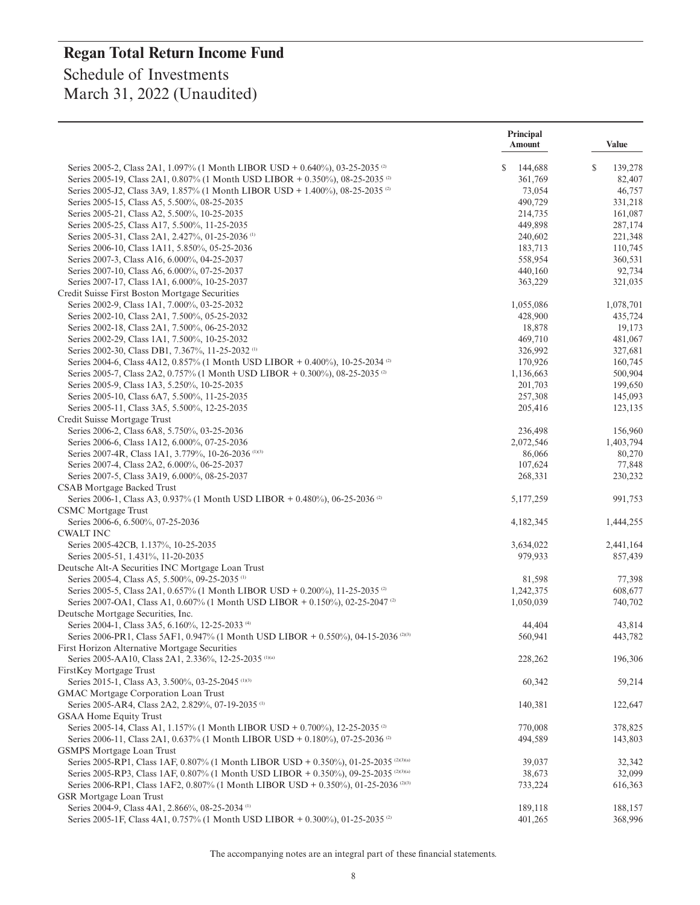# Regan Total Return Income Fund

Schedule of Investments
March 31, 2022 (Unaudited)

| | Principal Amount | Value |
|---|---|---|
| Series 2005-2, Class 2A1, 1.097% (1 Month LIBOR USD + 0.640%), 03-25-2035 [2] | $ 144,688 | $ 139,278 |
| Series 2005-19, Class 2A1, 0.807% (1 Month USD LIBOR + 0.350%), 08-25-2035 [2] | 361,769 | 82,407 |
| Series 2005-J2, Class 3A9, 1.857% (1 Month LIBOR USD + 1.400%), 08-25-2035 [2] | 73,054 | 46,757 |
| Series 2005-15, Class A5, 5.500%, 08-25-2035 | 490,729 | 331,218 |
| Series 2005-21, Class A2, 5.500%, 10-25-2035 | 214,735 | 161,087 |
| Series 2005-25, Class A17, 5.500%, 11-25-2035 | 449,898 | 287,174 |
| Series 2005-31, Class 2A1, 2.427%, 01-25-2036 [1] | 240,602 | 221,348 |
| Series 2006-10, Class 1A11, 5.850%, 05-25-2036 | 183,713 | 110,745 |
| Series 2007-3, Class A16, 6.000%, 04-25-2037 | 558,954 | 360,531 |
| Series 2007-10, Class A6, 6.000%, 07-25-2037 | 440,160 | 92,734 |
| Series 2007-17, Class 1A1, 6.000%, 10-25-2037 | 363,229 | 321,035 |
| Credit Suisse First Boston Mortgage Securities | | |
| Series 2002-9, Class 1A1, 7.000%, 03-25-2032 | 1,055,086 | 1,078,701 |
| Series 2002-10, Class 2A1, 7.500%, 05-25-2032 | 428,900 | 435,724 |
| Series 2002-18, Class 2A1, 7.500%, 06-25-2032 | 18,878 | 19,173 |
| Series 2002-29, Class 1A1, 7.500%, 10-25-2032 | 469,710 | 481,067 |
| Series 2002-30, Class DB1, 7.367%, 11-25-2032 [1] | 326,992 | 327,681 |
| Series 2004-6, Class 4A12, 0.857% (1 Month USD LIBOR + 0.400%), 10-25-2034 [2] | 170,926 | 160,745 |
| Series 2005-7, Class 2A2, 0.757% (1 Month USD LIBOR + 0.300%), 08-25-2035 [2] | 1,136,663 | 500,904 |
| Series 2005-9, Class 1A3, 5.250%, 10-25-2035 | 201,703 | 199,650 |
| Series 2005-10, Class 6A7, 5.500%, 11-25-2035 | 257,308 | 145,093 |
| Series 2005-11, Class 3A5, 5.500%, 12-25-2035 | 205,416 | 123,135 |
| Credit Suisse Mortgage Trust | | |
| Series 2006-2, Class 6A8, 5.750%, 03-25-2036 | 236,498 | 156,960 |
| Series 2006-6, Class 1A12, 6.000%, 07-25-2036 | 2,072,546 | 1,403,794 |
| Series 2007-4R, Class 1A1, 3.779%, 10-26-2036 [1][3] | 86,066 | 80,270 |
| Series 2007-4, Class 2A2, 6.000%, 06-25-2037 | 107,624 | 77,848 |
| Series 2007-5, Class 3A19, 6.000%, 08-25-2037 | 268,331 | 230,232 |
| CSAB Mortgage Backed Trust | | |
| Series 2006-1, Class A3, 0.937% (1 Month USD LIBOR + 0.480%), 06-25-2036 [2] | 5,177,259 | 991,753 |
| CSMC Mortgage Trust | | |
| Series 2006-6, 6.500%, 07-25-2036 | 4,182,345 | 1,444,255 |
| CWALT INC | | |
| Series 2005-42CB, 1.137%, 10-25-2035 | 3,634,022 | 2,441,164 |
| Series 2005-51, 1.431%, 11-20-2035 | 979,933 | 857,439 |
| Deutsche Alt-A Securities INC Mortgage Loan Trust | | |
| Series 2005-4, Class A5, 5.500%, 09-25-2035 [1] | 81,598 | 77,398 |
| Series 2005-5, Class 2A1, 0.657% (1 Month LIBOR USD + 0.200%), 11-25-2035 [2] | 1,242,375 | 608,677 |
| Series 2007-OA1, Class A1, 0.607% (1 Month USD LIBOR + 0.150%), 02-25-2047 [2] | 1,050,039 | 740,702 |
| Deutsche Mortgage Securities, Inc. | | |
| Series 2004-1, Class 3A5, 6.160%, 12-25-2033 [4] | 44,404 | 43,814 |
| Series 2006-PR1, Class 5AF1, 0.947% (1 Month USD LIBOR + 0.550%), 04-15-2036 [2][3] | 560,941 | 443,782 |
| First Horizon Alternative Mortgage Securities | | |
| Series 2005-AA10, Class 2A1, 2.336%, 12-25-2035 [1][a] | 228,262 | 196,306 |
| FirstKey Mortgage Trust | | |
| Series 2015-1, Class A3, 3.500%, 03-25-2045 [1][3] | 60,342 | 59,214 |
| GMAC Mortgage Corporation Loan Trust | | |
| Series 2005-AR4, Class 2A2, 2.829%, 07-19-2035 [1] | 140,381 | 122,647 |
| GSAA Home Equity Trust | | |
| Series 2005-14, Class A1, 1.157% (1 Month LIBOR USD + 0.700%), 12-25-2035 [2] | 770,008 | 378,825 |
| Series 2006-11, Class 2A1, 0.637% (1 Month LIBOR USD + 0.180%), 07-25-2036 [2] | 494,589 | 143,803 |
| GSMPS Mortgage Loan Trust | | |
| Series 2005-RP1, Class 1AF, 0.807% (1 Month LIBOR USD + 0.350%), 01-25-2035 [2][3][a] | 39,037 | 32,342 |
| Series 2005-RP3, Class 1AF, 0.807% (1 Month LIBOR USD + 0.350%), 09-25-2035 [2][3][a] | 38,673 | 32,099 |
| Series 2006-RP1, Class 1AF2, 0.807% (1 Month LIBOR USD + 0.350%), 01-25-2036 [2][3] | 733,224 | 616,363 |
| GSR Mortgage Loan Trust | | |
| Series 2004-9, Class 4A1, 2.866%, 08-25-2034 [1] | 189,118 | 188,157 |
| Series 2005-1F, Class 4A1, 0.757% (1 Month USD LIBOR + 0.300%), 01-25-2035 [2] | 401,265 | 368,996 |

The accompanying notes are an integral part of these financial statements.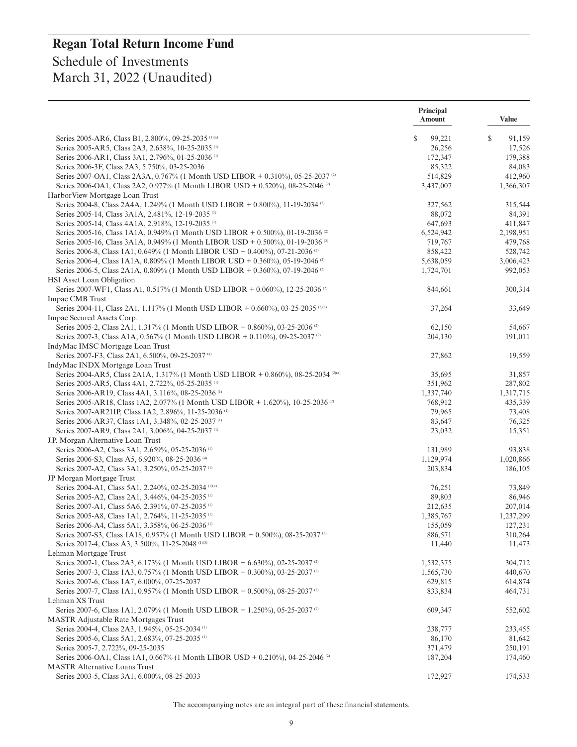# Regan Total Return Income Fund

## Schedule of Investments
## March 31, 2022 (Unaudited)

| | Principal Amount | Value |
|---|---|---|
| Series 2005-AR6, Class B1, 2.800%, 09-25-2035 [(1)(a)] | $ 99,221 | $ 91,159 |
| Series 2005-AR5, Class 2A3, 2.638%, 10-25-2035 [(1)] | 26,256 | 17,526 |
| Series 2006-AR1, Class 3A1, 2.796%, 01-25-2036 [(1)] | 172,347 | 179,388 |
| Series 2006-3F, Class 2A3, 5.750%, 03-25-2036 | 85,322 | 84,083 |
| Series 2007-OA1, Class 2A3A, 0.767% (1 Month USD LIBOR + 0.310%), 05-25-2037 [(2)] | 514,829 | 412,960 |
| Series 2006-OA1, Class 2A2, 0.977% (1 Month LIBOR USD + 0.520%), 08-25-2046 [(2)] | 3,437,007 | 1,366,307 |
| HarborView Mortgage Loan Trust | | |
| Series 2004-8, Class 2A4A, 1.249% (1 Month USD LIBOR + 0.800%), 11-19-2034 [(2)] | 327,562 | 315,544 |
| Series 2005-14, Class 3A1A, 2.481%, 12-19-2035 [(1)] | 88,072 | 84,391 |
| Series 2005-14, Class 4A1A, 2.918%, 12-19-2035 [(1)] | 647,693 | 411,847 |
| Series 2005-16, Class 1A1A, 0.949% (1 Month USD LIBOR + 0.500%), 01-19-2036 [(2)] | 6,524,942 | 2,198,951 |
| Series 2005-16, Class 3A1A, 0.949% (1 Month LIBOR USD + 0.500%), 01-19-2036 [(2)] | 719,767 | 479,768 |
| Series 2006-8, Class 1A1, 0.649% (1 Month LIBOR USD + 0.400%), 07-21-2036 [(2)] | 858,422 | 528,742 |
| Series 2006-4, Class 1A1A, 0.809% (1 Month LIBOR USD + 0.360%), 05-19-2046 [(2)] | 5,638,059 | 3,006,423 |
| Series 2006-5, Class 2A1A, 0.809% (1 Month USD LIBOR + 0.360%), 07-19-2046 [(2)] | 1,724,701 | 992,053 |
| HSI Asset Loan Obligation | | |
| Series 2007-WF1, Class A1, 0.517% (1 Month USD LIBOR + 0.060%), 12-25-2036 [(2)] | 844,661 | 300,314 |
| Impac CMB Trust | | |
| Series 2004-11, Class 2A1, 1.117% (1 Month USD LIBOR + 0.660%), 03-25-2035 [(2)(a)] | 37,264 | 33,649 |
| Impac Secured Assets Corp. | | |
| Series 2005-2, Class 2A1, 1.317% (1 Month USD LIBOR + 0.860%), 03-25-2036 [(2)] | 62,150 | 54,667 |
| Series 2007-3, Class A1A, 0.567% (1 Month USD LIBOR + 0.110%), 09-25-2037 [(2)] | 204,130 | 191,011 |
| IndyMac IMSC Mortgage Loan Trust | | |
| Series 2007-F3, Class 2A1, 6.500%, 09-25-2037 [(a)] | 27,862 | 19,559 |
| IndyMac INDX Mortgage Loan Trust | | |
| Series 2004-AR5, Class 2A1A, 1.317% (1 Month USD LIBOR + 0.860%), 08-25-2034 [(2)(a)] | 35,695 | 31,857 |
| Series 2005-AR5, Class 4A1, 2.722%, 05-25-2035 [(1)] | 351,962 | 287,802 |
| Series 2006-AR19, Class 4A1, 3.116%, 08-25-2036 [(1)] | 1,337,740 | 1,317,715 |
| Series 2005-AR18, Class 1A2, 2.077% (1 Month USD LIBOR + 1.620%), 10-25-2036 [(2)] | 768,912 | 435,339 |
| Series 2007-AR21IP, Class 1A2, 2.896%, 11-25-2036 [(1)] | 79,965 | 73,408 |
| Series 2006-AR37, Class 1A1, 3.348%, 02-25-2037 [(1)] | 83,647 | 76,325 |
| Series 2007-AR9, Class 2A1, 3.006%, 04-25-2037 [(1)] | 23,032 | 15,351 |
| J.P. Morgan Alternative Loan Trust | | |
| Series 2006-A2, Class 3A1, 2.659%, 05-25-2036 [(1)] | 131,989 | 93,838 |
| Series 2006-S3, Class A5, 6.920%, 08-25-2036 [(4)] | 1,129,974 | 1,020,866 |
| Series 2007-A2, Class 3A1, 3.250%, 05-25-2037 [(1)] | 203,834 | 186,105 |
| JP Morgan Mortgage Trust | | |
| Series 2004-A1, Class 5A1, 2.240%, 02-25-2034 [(1)(a)] | 76,251 | 73,849 |
| Series 2005-A2, Class 2A1, 3.446%, 04-25-2035 [(1)] | 89,803 | 86,946 |
| Series 2007-A1, Class 5A6, 2.391%, 07-25-2035 [(1)] | 212,635 | 207,014 |
| Series 2005-A8, Class 1A1, 2.764%, 11-25-2035 [(1)] | 1,385,767 | 1,237,299 |
| Series 2006-A4, Class 5A1, 3.358%, 06-25-2036 [(1)] | 155,059 | 127,231 |
| Series 2007-S3, Class 1A18, 0.957% (1 Month USD LIBOR + 0.500%), 08-25-2037 [(2)] | 886,571 | 310,264 |
| Series 2017-4, Class A3, 3.500%, 11-25-2048 [(1)(3)] | 11,440 | 11,473 |
| Lehman Mortgage Trust | | |
| Series 2007-1, Class 2A3, 6.173% (1 Month USD LIBOR + 6.630%), 02-25-2037 [(2)] | 1,532,375 | 304,712 |
| Series 2007-3, Class 1A3, 0.757% (1 Month USD LIBOR + 0.300%), 03-25-2037 [(2)] | 1,565,730 | 440,670 |
| Series 2007-6, Class 1A7, 6.000%, 07-25-2037 | 629,815 | 614,874 |
| Series 2007-7, Class 1A1, 0.957% (1 Month USD LIBOR + 0.500%), 08-25-2037 [(2)] | 833,834 | 464,731 |
| Lehman XS Trust | | |
| Series 2007-6, Class 1A1, 2.079% (1 Month USD LIBOR + 1.250%), 05-25-2037 [(2)] | 609,347 | 552,602 |
| MASTR Adjustable Rate Mortgages Trust | | |
| Series 2004-4, Class 2A3, 1.945%, 05-25-2034 [(1)] | 238,777 | 233,455 |
| Series 2005-6, Class 5A1, 2.683%, 07-25-2035 [(1)] | 86,170 | 81,642 |
| Series 2005-7, 2.722%, 09-25-2035 | 371,479 | 250,191 |
| Series 2006-OA1, Class 1A1, 0.667% (1 Month LIBOR USD + 0.210%), 04-25-2046 [(2)] | 187,204 | 174,460 |
| MASTR Alternative Loans Trust | | |
| Series 2003-5, Class 3A1, 6.000%, 08-25-2033 | 172,927 | 174,533 |

The accompanying notes are an integral part of these financial statements.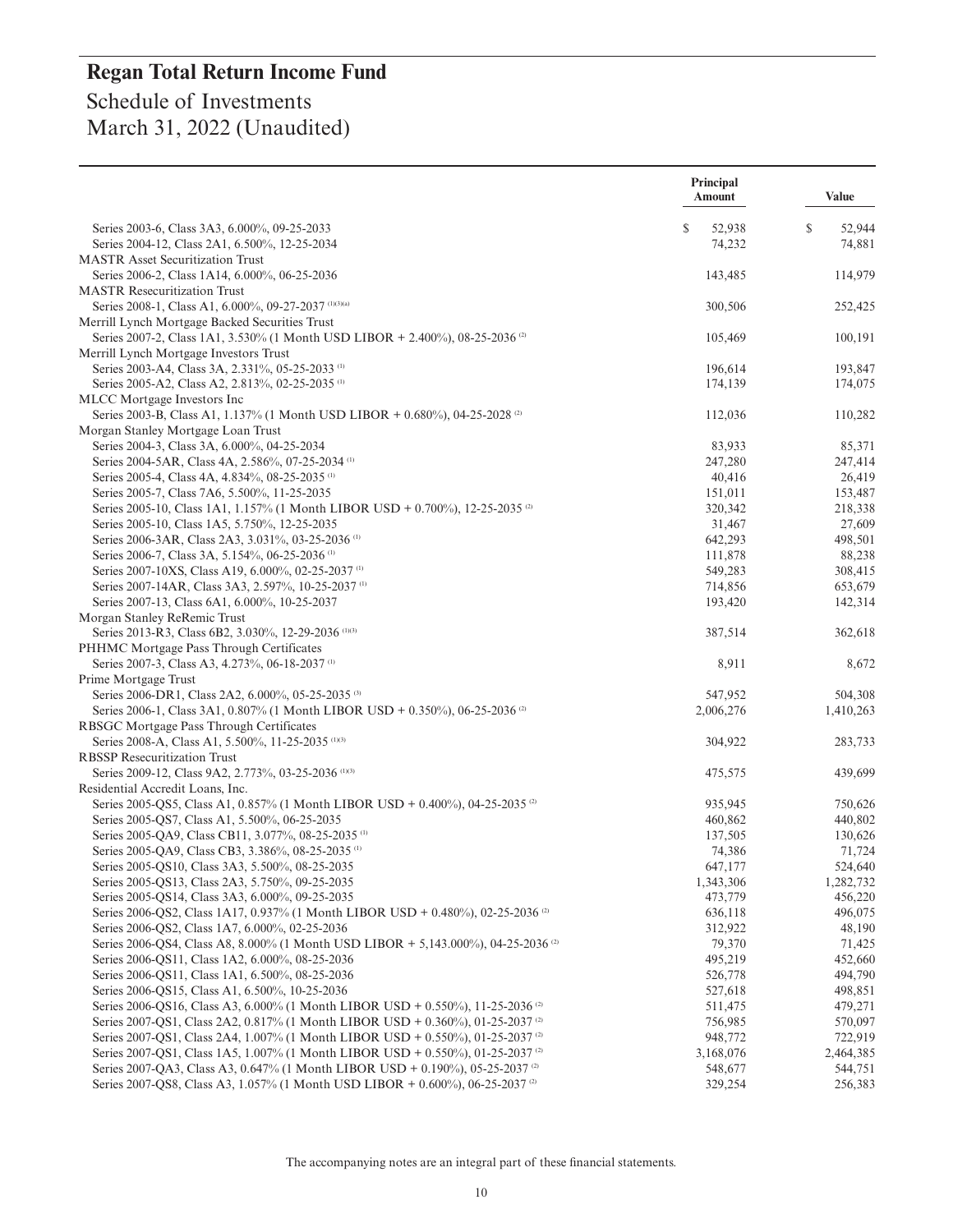# Regan Total Return Income Fund

Schedule of Investments
March 31, 2022 (Unaudited)

| | Principal Amount | Value |
|---|---|---|
| Series 2003-6, Class 3A3, 6.000%, 09-25-2033 | $ 52,938 | $ 52,944 |
| Series 2004-12, Class 2A1, 6.500%, 12-25-2034 | 74,232 | 74,881 |
| MASTR Asset Securitization Trust | | |
| Series 2006-2, Class 1A14, 6.000%, 06-25-2036 | 143,485 | 114,979 |
| MASTR Resecuritization Trust | | |
| Series 2008-1, Class A1, 6.000%, 09-27-2037 [(1)(3)(4)] | 300,506 | 252,425 |
| Merrill Lynch Mortgage Backed Securities Trust | | |
| Series 2007-2, Class 1A1, 3.530% (1 Month USD LIBOR + 2.400%), 08-25-2036 [(2)] | 105,469 | 100,191 |
| Merrill Lynch Mortgage Investors Trust | | |
| Series 2003-A4, Class 3A, 2.331%, 05-25-2033 [(1)] | 196,614 | 193,847 |
| Series 2005-A2, Class A2, 2.813%, 02-25-2035 [(1)] | 174,139 | 174,075 |
| MLCC Mortgage Investors Inc | | |
| Series 2003-B, Class A1, 1.137% (1 Month USD LIBOR + 0.680%), 04-25-2028 [(2)] | 112,036 | 110,282 |
| Morgan Stanley Mortgage Loan Trust | | |
| Series 2004-3, Class 3A, 6.000%, 04-25-2034 | 83,933 | 85,371 |
| Series 2004-5AR, Class 4A, 2.586%, 07-25-2034 [(1)] | 247,280 | 247,414 |
| Series 2005-4, Class 4A, 4.834%, 08-25-2035 [(1)] | 40,416 | 26,419 |
| Series 2005-7, Class 7A6, 5.500%, 11-25-2035 | 151,011 | 153,487 |
| Series 2005-10, Class 1A1, 1.157% (1 Month LIBOR USD + 0.700%), 12-25-2035 [(2)] | 320,342 | 218,338 |
| Series 2005-10, Class 1A5, 5.750%, 12-25-2035 | 31,467 | 27,609 |
| Series 2006-3AR, Class 2A3, 3.031%, 03-25-2036 [(1)] | 642,293 | 498,501 |
| Series 2006-7, Class 3A, 5.154%, 06-25-2036 [(1)] | 111,878 | 88,238 |
| Series 2007-10XS, Class A19, 6.000%, 02-25-2037 [(1)] | 549,283 | 308,415 |
| Series 2007-14AR, Class 3A3, 2.597%, 10-25-2037 [(1)] | 714,856 | 653,679 |
| Series 2007-13, Class 6A1, 6.000%, 10-25-2037 | 193,420 | 142,314 |
| Morgan Stanley ReRemic Trust | | |
| Series 2013-R3, Class 6B2, 3.030%, 12-29-2036 [(1)(3)] | 387,514 | 362,618 |
| PHHMC Mortgage Pass Through Certificates | | |
| Series 2007-3, Class A3, 4.273%, 06-18-2037 [(1)] | 8,911 | 8,672 |
| Prime Mortgage Trust | | |
| Series 2006-DR1, Class 2A2, 6.000%, 05-25-2035 [(3)] | 547,952 | 504,308 |
| Series 2006-1, Class 3A1, 0.807% (1 Month LIBOR USD + 0.350%), 06-25-2036 [(2)] | 2,006,276 | 1,410,263 |
| RBSGC Mortgage Pass Through Certificates | | |
| Series 2008-A, Class A1, 5.500%, 11-25-2035 [(1)(3)] | 304,922 | 283,733 |
| RBSSP Resecuritization Trust | | |
| Series 2009-12, Class 9A2, 2.773%, 03-25-2036 [(1)(3)] | 475,575 | 439,699 |
| Residential Accredit Loans, Inc. | | |
| Series 2005-QS5, Class A1, 0.857% (1 Month LIBOR USD + 0.400%), 04-25-2035 [(2)] | 935,945 | 750,626 |
| Series 2005-QS7, Class A1, 5.500%, 06-25-2035 | 460,862 | 440,802 |
| Series 2005-QA9, Class CB11, 3.077%, 08-25-2035 [(1)] | 137,505 | 130,626 |
| Series 2005-QA9, Class CB3, 3.386%, 08-25-2035 [(1)] | 74,386 | 71,724 |
| Series 2005-QS10, Class 3A3, 5.500%, 08-25-2035 | 647,177 | 524,640 |
| Series 2005-QS13, Class 2A3, 5.750%, 09-25-2035 | 1,343,306 | 1,282,732 |
| Series 2005-QS14, Class 3A3, 6.000%, 09-25-2035 | 473,779 | 456,220 |
| Series 2006-QS2, Class 1A17, 0.937% (1 Month LIBOR USD + 0.480%), 02-25-2036 [(2)] | 636,118 | 496,075 |
| Series 2006-QS2, Class 1A7, 6.000%, 02-25-2036 | 312,922 | 48,190 |
| Series 2006-QS4, Class A8, 8.000% (1 Month USD LIBOR + 5,143.000%), 04-25-2036 [(2)] | 79,370 | 71,425 |
| Series 2006-QS11, Class 1A2, 6.000%, 08-25-2036 | 495,219 | 452,660 |
| Series 2006-QS11, Class 1A1, 6.500%, 08-25-2036 | 526,778 | 494,790 |
| Series 2006-QS15, Class A1, 6.500%, 10-25-2036 | 527,618 | 498,851 |
| Series 2006-QS16, Class A3, 6.000% (1 Month LIBOR USD + 0.550%), 11-25-2036 [(2)] | 511,475 | 479,271 |
| Series 2007-QS1, Class 2A2, 0.817% (1 Month LIBOR USD + 0.360%), 01-25-2037 [(2)] | 756,985 | 570,097 |
| Series 2007-QS1, Class 2A4, 1.007% (1 Month LIBOR USD + 0.550%), 01-25-2037 [(2)] | 948,772 | 722,919 |
| Series 2007-QS1, Class 1A5, 1.007% (1 Month LIBOR USD + 0.550%), 01-25-2037 [(2)] | 3,168,076 | 2,464,385 |
| Series 2007-QA3, Class A3, 0.647% (1 Month LIBOR USD + 0.190%), 05-25-2037 [(2)] | 548,677 | 544,751 |
| Series 2007-QS8, Class A3, 1.057% (1 Month USD LIBOR + 0.600%), 06-25-2037 [(2)] | 329,254 | 256,383 |

The accompanying notes are an integral part of these financial statements.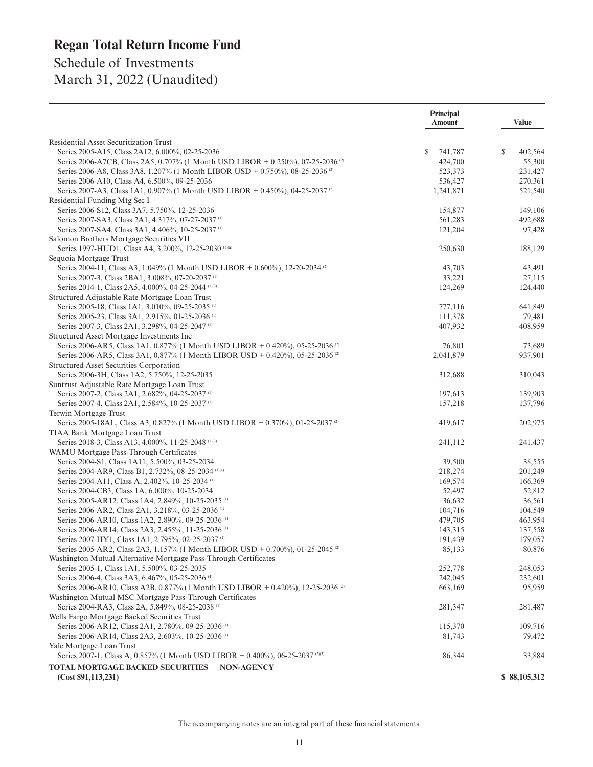# Regan Total Return Income Fund

## Schedule of Investments
## March 31, 2022 (Unaudited)

| | Principal Amount | Value |
|---|---|---|
| Residential Asset Securitization Trust | | |
| Series 2005-A15, Class 2A12, 6.000%, 02-25-2036 | $ 741,787 | $ 402,564 |
| Series 2006-A7CB, Class 2A5, 0.707% (1 Month USD LIBOR + 0.250%), 07-25-2036 [2] | 424,700 | 55,300 |
| Series 2006-A8, Class 3A8, 1.207% (1 Month LIBOR USD + 0.750%), 08-25-2036 [2] | 523,373 | 231,427 |
| Series 2006-A10, Class A4, 6.500%, 09-25-2036 | 536,427 | 270,361 |
| Series 2007-A3, Class 1A1, 0.907% (1 Month USD LIBOR + 0.450%), 04-25-2037 [2] | 1,241,871 | 521,540 |
| Residential Funding Mtg Sec I | | |
| Series 2006-S12, Class 3A7, 5.750%, 12-25-2036 | 154,877 | 149,106 |
| Series 2007-SA3, Class 2A1, 4.317%, 07-27-2037 [1] | 561,283 | 492,688 |
| Series 2007-SA4, Class 3A1, 4.406%, 10-25-2037 [1] | 121,204 | 97,428 |
| Salomon Brothers Mortgage Securities VII | | |
| Series 1997-HUD1, Class A4, 3.200%, 12-25-2030 [1][a] | 250,630 | 188,129 |
| Sequoia Mortgage Trust | | |
| Series 2004-11, Class A3, 1.049% (1 Month USD LIBOR + 0.600%), 12-20-2034 [2] | 43,703 | 43,491 |
| Series 2007-3, Class 2BA1, 3.008%, 07-20-2037 [1] | 33,221 | 27,115 |
| Series 2014-1, Class 2A5, 4.000%, 04-25-2044 [1][3] | 124,269 | 124,440 |
| Structured Adjustable Rate Mortgage Loan Trust | | |
| Series 2005-18, Class 1A1, 3.010%, 09-25-2035 [1] | 777,116 | 641,849 |
| Series 2005-23, Class 3A1, 2.915%, 01-25-2036 [1] | 111,378 | 79,481 |
| Series 2007-3, Class 2A1, 3.298%, 04-25-2047 [1] | 407,932 | 408,959 |
| Structured Asset Mortgage Investments Inc | | |
| Series 2006-AR5, Class 1A1, 0.877% (1 Month USD LIBOR + 0.420%), 05-25-2036 [2] | 76,801 | 73,689 |
| Series 2006-AR5, Class 3A1, 0.877% (1 Month LIBOR USD + 0.420%), 05-25-2036 [2] | 2,041,879 | 937,901 |
| Structured Asset Securities Corporation | | |
| Series 2006-3H, Class 1A2, 5.750%, 12-25-2035 | 312,688 | 310,043 |
| Suntrust Adjustable Rate Mortgage Loan Trust | | |
| Series 2007-2, Class 2A1, 2.682%, 04-25-2037 [1] | 197,613 | 139,903 |
| Series 2007-4, Class 2A1, 2.584%, 10-25-2037 [1] | 157,218 | 137,796 |
| Terwin Mortgage Trust | | |
| Series 2005-18AL, Class A3, 0.827% (1 Month USD LIBOR + 0.370%), 01-25-2037 [2] | 419,617 | 202,975 |
| TIAA Bank Mortgage Loan Trust | | |
| Series 2018-3, Class A13, 4.000%, 11-25-2048 [1][3] | 241,112 | 241,437 |
| WAMU Mortgage Pass-Through Certificates | | |
| Series 2004-S1, Class 1A11, 5.500%, 03-25-2034 | 39,500 | 38,555 |
| Series 2004-AR9, Class B1, 2.732%, 08-25-2034 [1][a] | 218,274 | 201,249 |
| Series 2004-A11, Class A, 2.402%, 10-25-2034 [1] | 169,574 | 166,369 |
| Series 2004-CB3, Class 1A, 6.000%, 10-25-2034 | 52,497 | 52,812 |
| Series 2005-AR12, Class 1A4, 2.849%, 10-25-2035 [1] | 36,632 | 36,561 |
| Series 2006-AR2, Class 2A1, 3.218%, 03-25-2036 [1] | 104,716 | 104,549 |
| Series 2006-AR10, Class 1A2, 2.890%, 09-25-2036 [1] | 479,705 | 463,954 |
| Series 2006-AR14, Class 2A3, 2.455%, 11-25-2036 [1] | 143,315 | 137,558 |
| Series 2007-HY1, Class 1A1, 2.795%, 02-25-2037 [1] | 191,439 | 179,057 |
| Series 2005-AR2, Class 2A3, 1.157% (1 Month LIBOR USD + 0.700%), 01-25-2045 [2] | 85,133 | 80,876 |
| Washington Mutual Alternative Mortgage Pass-Through Certificates | | |
| Series 2005-1, Class 1A1, 5.500%, 03-25-2035 | 252,778 | 248,053 |
| Series 2006-4, Class 3A3, 6.467%, 05-25-2036 [4] | 242,045 | 232,601 |
| Series 2006-AR10, Class A2B, 0.877% (1 Month USD LIBOR + 0.420%), 12-25-2036 [2] | 663,169 | 95,959 |
| Washington Mutual MSC Mortgage Pass-Through Certificates | | |
| Series 2004-RA3, Class 2A, 5.849%, 08-25-2038 [1] | 281,347 | 281,487 |
| Wells Fargo Mortgage Backed Securities Trust | | |
| Series 2006-AR12, Class 2A1, 2.780%, 09-25-2036 [1] | 115,370 | 109,716 |
| Series 2006-AR14, Class 2A3, 2.603%, 10-25-2036 [1] | 81,743 | 79,472 |
| Yale Mortgage Loan Trust | | |
| Series 2007-1, Class A, 0.857% (1 Month USD LIBOR + 0.400%), 06-25-2037 [2][3] | 86,344 | 33,884 |
| **TOTAL MORTGAGE BACKED SECURITIES — NON-AGENCY (Cost $91,113,231)** | | **$ 88,105,312** |

The accompanying notes are an integral part of these financial statements.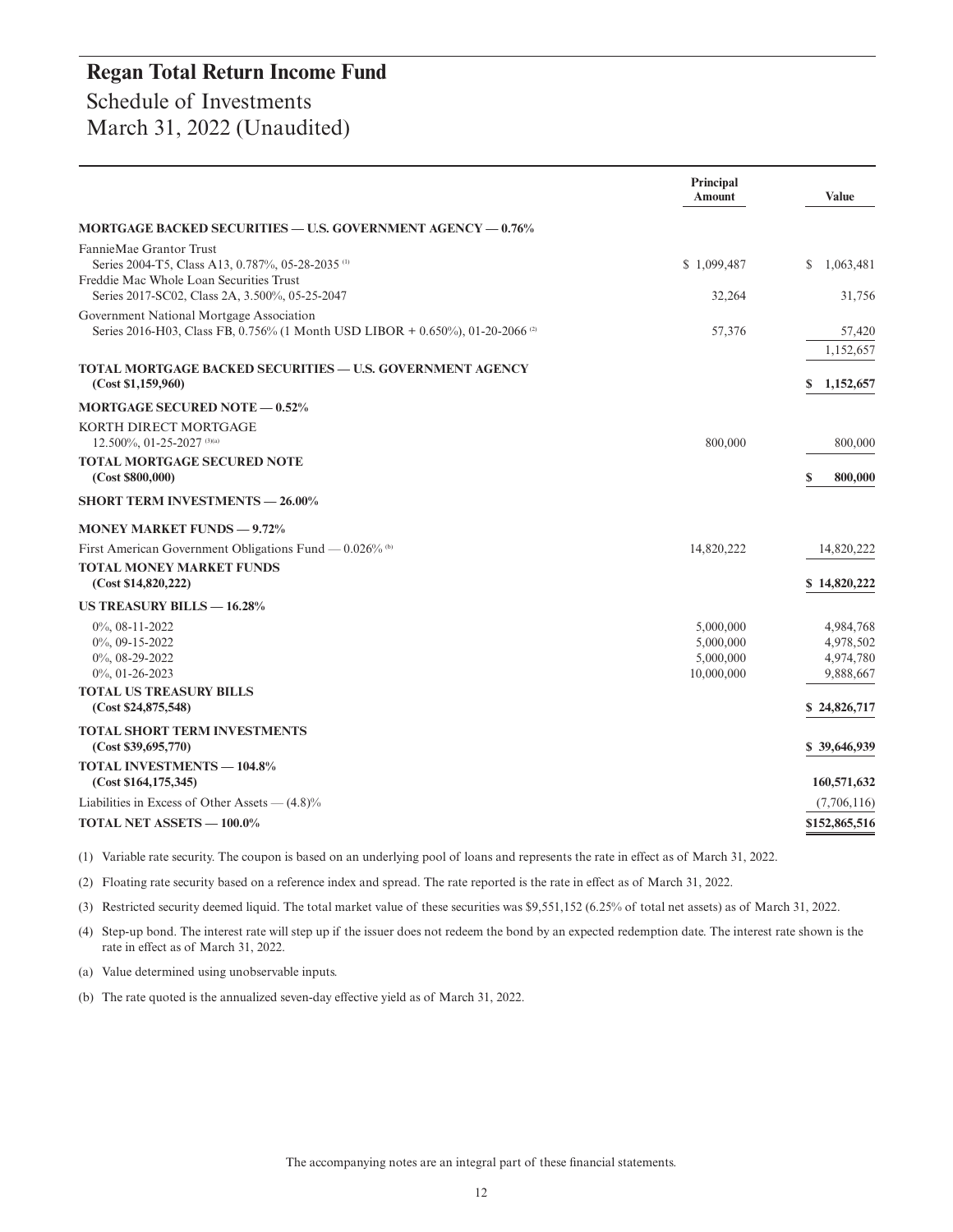# Regan Total Return Income Fund

## Schedule of Investments
## March 31, 2022 (Unaudited)

| | Principal Amount | Value |
|---|---|---|
| **MORTGAGE BACKED SECURITIES — U.S. GOVERNMENT AGENCY — 0.76%** | | |
| FannieMae Grantor Trust<br>Series 2004-T5, Class A13, 0.787%, 05-28-2035 [(1)] | $ 1,099,487 | $ 1,063,481 |
| Freddie Mac Whole Loan Securities Trust<br>Series 2017-SC02, Class 2A, 3.500%, 05-25-2047 | 32,264 | 31,756 |
| Government National Mortgage Association<br>Series 2016-H03, Class FB, 0.756% (1 Month USD LIBOR + 0.650%), 01-20-2066 [(2)] | 57,376 | 57,420 |
| | | 1,152,657 |
| **TOTAL MORTGAGE BACKED SECURITIES — U.S. GOVERNMENT AGENCY (Cost $1,159,960)** | | **$ 1,152,657** |
| **MORTGAGE SECURED NOTE — 0.52%** | | |
| KORTH DIRECT MORTGAGE<br>12.500%, 01-25-2027 [(3)(a)] | 800,000 | 800,000 |
| **TOTAL MORTGAGE SECURED NOTE (Cost $800,000)** | | **$ 800,000** |
| **SHORT TERM INVESTMENTS — 26.00%** | | |
| **MONEY MARKET FUNDS — 9.72%** | | |
| First American Government Obligations Fund — 0.026% [(b)] | 14,820,222 | 14,820,222 |
| **TOTAL MONEY MARKET FUNDS (Cost $14,820,222)** | | **$ 14,820,222** |
| **US TREASURY BILLS — 16.28%** | | |
| 0%, 08-11-2022 | 5,000,000 | 4,984,768 |
| 0%, 09-15-2022 | 5,000,000 | 4,978,502 |
| 0%, 08-29-2022 | 5,000,000 | 4,974,780 |
| 0%, 01-26-2023 | 10,000,000 | 9,888,667 |
| **TOTAL US TREASURY BILLS (Cost $24,875,548)** | | **$ 24,826,717** |
| **TOTAL SHORT TERM INVESTMENTS (Cost $39,695,770)** | | **$ 39,646,939** |
| **TOTAL INVESTMENTS — 104.8% (Cost $164,175,345)** | | **160,571,632** |
| Liabilities in Excess of Other Assets — (4.8)% | | (7,706,116) |
| **TOTAL NET ASSETS — 100.0%** | | **$152,865,516** |

(1) Variable rate security. The coupon is based on an underlying pool of loans and represents the rate in effect as of March 31, 2022.

(2) Floating rate security based on a reference index and spread. The rate reported is the rate in effect as of March 31, 2022.

(3) Restricted security deemed liquid. The total market value of these securities was $9,551,152 (6.25% of total net assets) as of March 31, 2022.

(4) Step-up bond. The interest rate will step up if the issuer does not redeem the bond by an expected redemption date. The interest rate shown is the rate in effect as of March 31, 2022.

(a) Value determined using unobservable inputs.

(b) The rate quoted is the annualized seven-day effective yield as of March 31, 2022.

The accompanying notes are an integral part of these financial statements.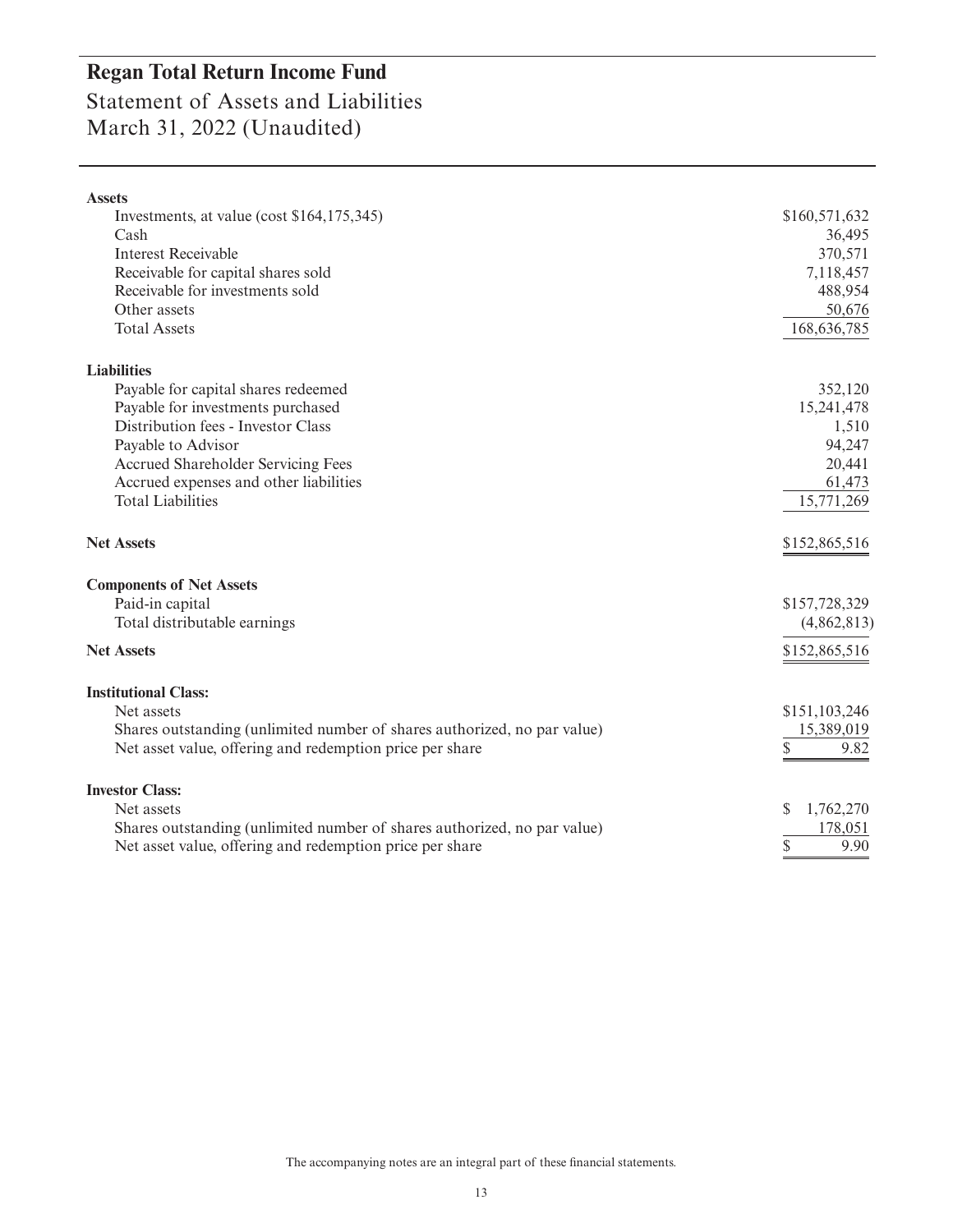# Regan Total Return Income Fund

## Statement of Assets and Liabilities
## March 31, 2022 (Unaudited)

| | |
|---|---|
| **Assets** | |
| Investments, at value (cost $164,175,345) | $160,571,632 |
| Cash | 36,495 |
| Interest Receivable | 370,571 |
| Receivable for capital shares sold | 7,118,457 |
| Receivable for investments sold | 488,954 |
| Other assets | 50,676 |
| Total Assets | 168,636,785 |
| **Liabilities** | |
| Payable for capital shares redeemed | 352,120 |
| Payable for investments purchased | 15,241,478 |
| Distribution fees - Investor Class | 1,510 |
| Payable to Advisor | 94,247 |
| Accrued Shareholder Servicing Fees | 20,441 |
| Accrued expenses and other liabilities | 61,473 |
| Total Liabilities | 15,771,269 |
| **Net Assets** | $152,865,516 |
| **Components of Net Assets** | |
| Paid-in capital | $157,728,329 |
| Total distributable earnings | (4,862,813) |
| **Net Assets** | $152,865,516 |
| **Institutional Class:** | |
| Net assets | $151,103,246 |
| Shares outstanding (unlimited number of shares authorized, no par value) | 15,389,019 |
| Net asset value, offering and redemption price per share | $ 9.82 |
| **Investor Class:** | |
| Net assets | $ 1,762,270 |
| Shares outstanding (unlimited number of shares authorized, no par value) | 178,051 |
| Net asset value, offering and redemption price per share | $ 9.90 |

The accompanying notes are an integral part of these financial statements.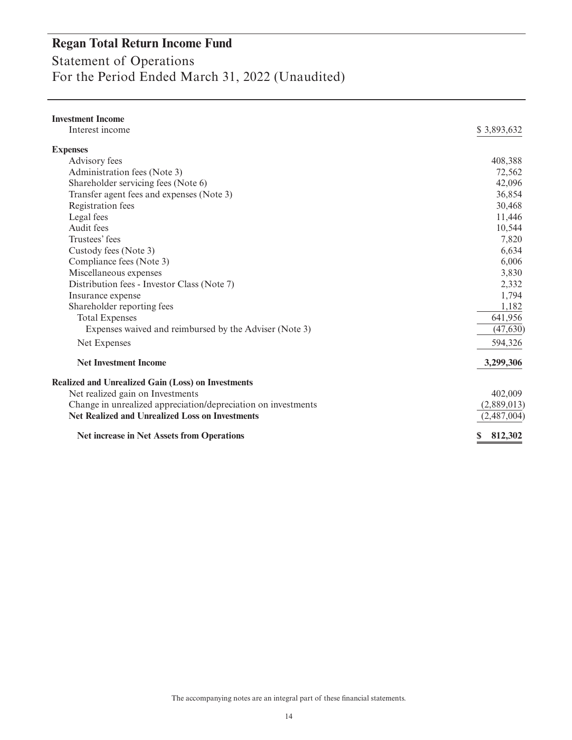# Regan Total Return Income Fund

## Statement of Operations
## For the Period Ended March 31, 2022 (Unaudited)

| | |
|---|---|
| **Investment Income** | |
| Interest income | $ 3,893,632 |
| **Expenses** | |
| Advisory fees | 408,388 |
| Administration fees (Note 3) | 72,562 |
| Shareholder servicing fees (Note 6) | 42,096 |
| Transfer agent fees and expenses (Note 3) | 36,854 |
| Registration fees | 30,468 |
| Legal fees | 11,446 |
| Audit fees | 10,544 |
| Trustees' fees | 7,820 |
| Custody fees (Note 3) | 6,634 |
| Compliance fees (Note 3) | 6,006 |
| Miscellaneous expenses | 3,830 |
| Distribution fees - Investor Class (Note 7) | 2,332 |
| Insurance expense | 1,794 |
| Shareholder reporting fees | 1,182 |
| Total Expenses | 641,956 |
| Expenses waived and reimbursed by the Adviser (Note 3) | (47,630) |
| Net Expenses | 594,326 |
| **Net Investment Income** | **3,299,306** |
| **Realized and Unrealized Gain (Loss) on Investments** | |
| Net realized gain on Investments | 402,009 |
| Change in unrealized appreciation/depreciation on investments | (2,889,013) |
| **Net Realized and Unrealized Loss on Investments** | (2,487,004) |
| **Net increase in Net Assets from Operations** | **$ 812,302** |

The accompanying notes are an integral part of these financial statements.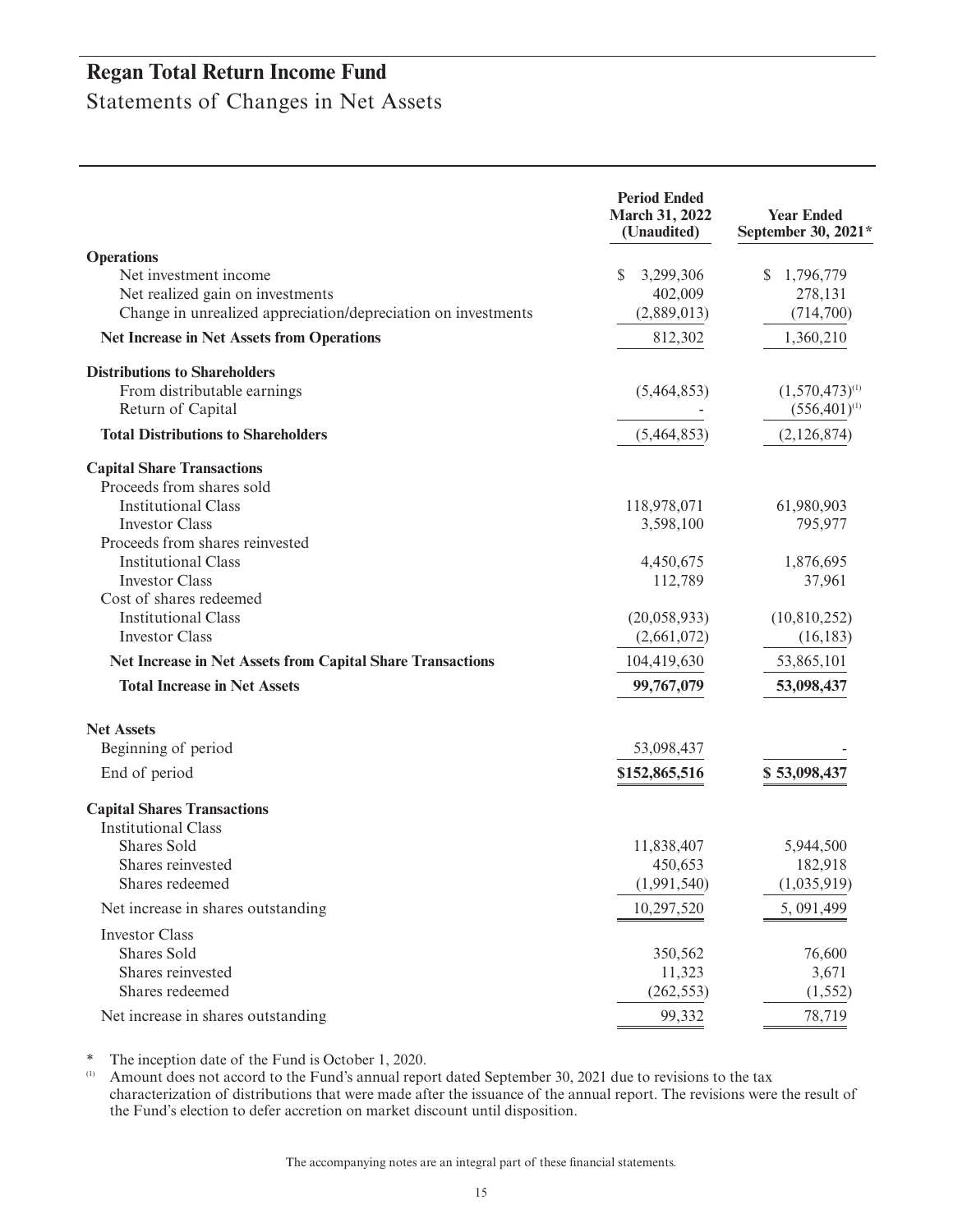# Regan Total Return Income Fund

## Statements of Changes in Net Assets

| | Period Ended March 31, 2022 (Unaudited) | Year Ended September 30, 2021* |
|---|---|---|
| **Operations** | | |
| Net investment income | $ 3,299,306 | $ 1,796,779 |
| Net realized gain on investments | 402,009 | 278,131 |
| Change in unrealized appreciation/depreciation on investments | (2,889,013) | (714,700) |
| **Net Increase in Net Assets from Operations** | 812,302 | 1,360,210 |
| **Distributions to Shareholders** | | |
| From distributable earnings | (5,464,853) | (1,570,473)[1] |
| Return of Capital | - | (556,401)[1] |
| **Total Distributions to Shareholders** | (5,464,853) | (2,126,874) |
| **Capital Share Transactions** | | |
| Proceeds from shares sold | | |
| Institutional Class | 118,978,071 | 61,980,903 |
| Investor Class | 3,598,100 | 795,977 |
| Proceeds from shares reinvested | | |
| Institutional Class | 4,450,675 | 1,876,695 |
| Investor Class | 112,789 | 37,961 |
| Cost of shares redeemed | | |
| Institutional Class | (20,058,933) | (10,810,252) |
| Investor Class | (2,661,072) | (16,183) |
| **Net Increase in Net Assets from Capital Share Transactions** | 104,419,630 | 53,865,101 |
| **Total Increase in Net Assets** | **99,767,079** | **53,098,437** |
| **Net Assets** | | |
| Beginning of period | 53,098,437 | - |
| End of period | **$152,865,516** | **$ 53,098,437** |
| **Capital Shares Transactions** | | |
| Institutional Class | | |
| Shares Sold | 11,838,407 | 5,944,500 |
| Shares reinvested | 450,653 | 182,918 |
| Shares redeemed | (1,991,540) | (1,035,919) |
| Net increase in shares outstanding | 10,297,520 | 5, 091,499 |
| Investor Class | | |
| Shares Sold | 350,562 | 76,600 |
| Shares reinvested | 11,323 | 3,671 |
| Shares redeemed | (262,553) | (1,552) |
| Net increase in shares outstanding | 99,332 | 78,719 |

\* The inception date of the Fund is October 1, 2020.

[1] Amount does not accord to the Fund's annual report dated September 30, 2021 due to revisions to the tax characterization of distributions that were made after the issuance of the annual report. The revisions were the result of the Fund's election to defer accretion on market discount until disposition.

The accompanying notes are an integral part of these financial statements.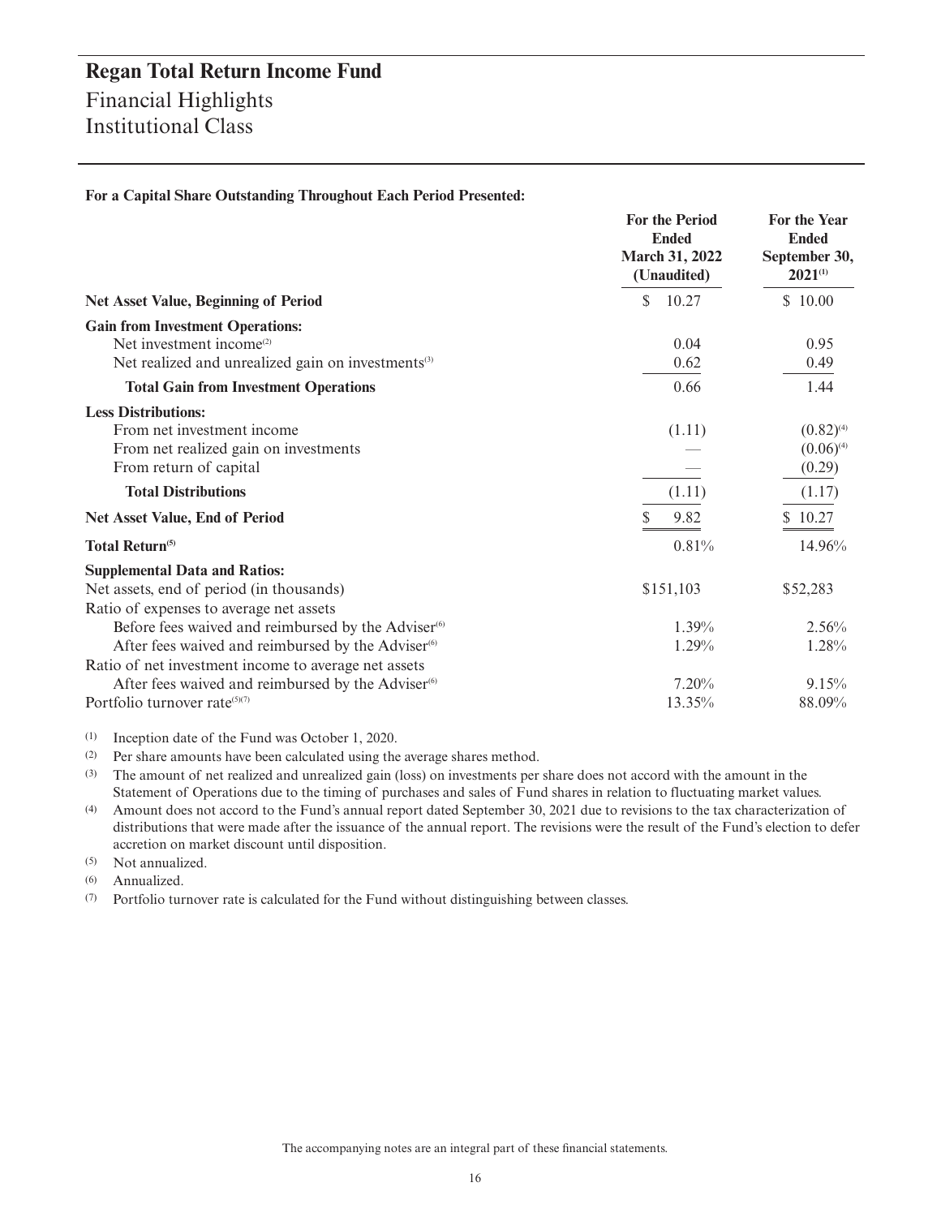# Regan Total Return Income Fund

## Financial Highlights
## Institutional Class

**For a Capital Share Outstanding Throughout Each Period Presented:**

| | For the Period Ended March 31, 2022 (Unaudited) | For the Year Ended September 30, 2021[1] |
|---|---|---|
| **Net Asset Value, Beginning of Period** | $ 10.27 | $ 10.00 |
| **Gain from Investment Operations:** | | |
| Net investment income[2] | 0.04 | 0.95 |
| Net realized and unrealized gain on investments[3] | 0.62 | 0.49 |
| **Total Gain from Investment Operations** | 0.66 | 1.44 |
| **Less Distributions:** | | |
| From net investment income | (1.11) | (0.82)[4] |
| From net realized gain on investments | — | (0.06)[4] |
| From return of capital | — | (0.29) |
| **Total Distributions** | (1.11) | (1.17) |
| **Net Asset Value, End of Period** | $ 9.82 | $ 10.27 |
| **Total Return**[5] | 0.81% | 14.96% |
| **Supplemental Data and Ratios:** | | |
| Net assets, end of period (in thousands) | $151,103 | $52,283 |
| Ratio of expenses to average net assets | | |
| Before fees waived and reimbursed by the Adviser[6] | 1.39% | 2.56% |
| After fees waived and reimbursed by the Adviser[6] | 1.29% | 1.28% |
| Ratio of net investment income to average net assets | | |
| After fees waived and reimbursed by the Adviser[6] | 7.20% | 9.15% |
| Portfolio turnover rate[5][7] | 13.35% | 88.09% |

(1) Inception date of the Fund was October 1, 2020.

(2) Per share amounts have been calculated using the average shares method.

(3) The amount of net realized and unrealized gain (loss) on investments per share does not accord with the amount in the Statement of Operations due to the timing of purchases and sales of Fund shares in relation to fluctuating market values.

(4) Amount does not accord to the Fund's annual report dated September 30, 2021 due to revisions to the tax characterization of distributions that were made after the issuance of the annual report. The revisions were the result of the Fund's election to defer accretion on market discount until disposition.

(5) Not annualized.

(6) Annualized.

(7) Portfolio turnover rate is calculated for the Fund without distinguishing between classes.

The accompanying notes are an integral part of these financial statements.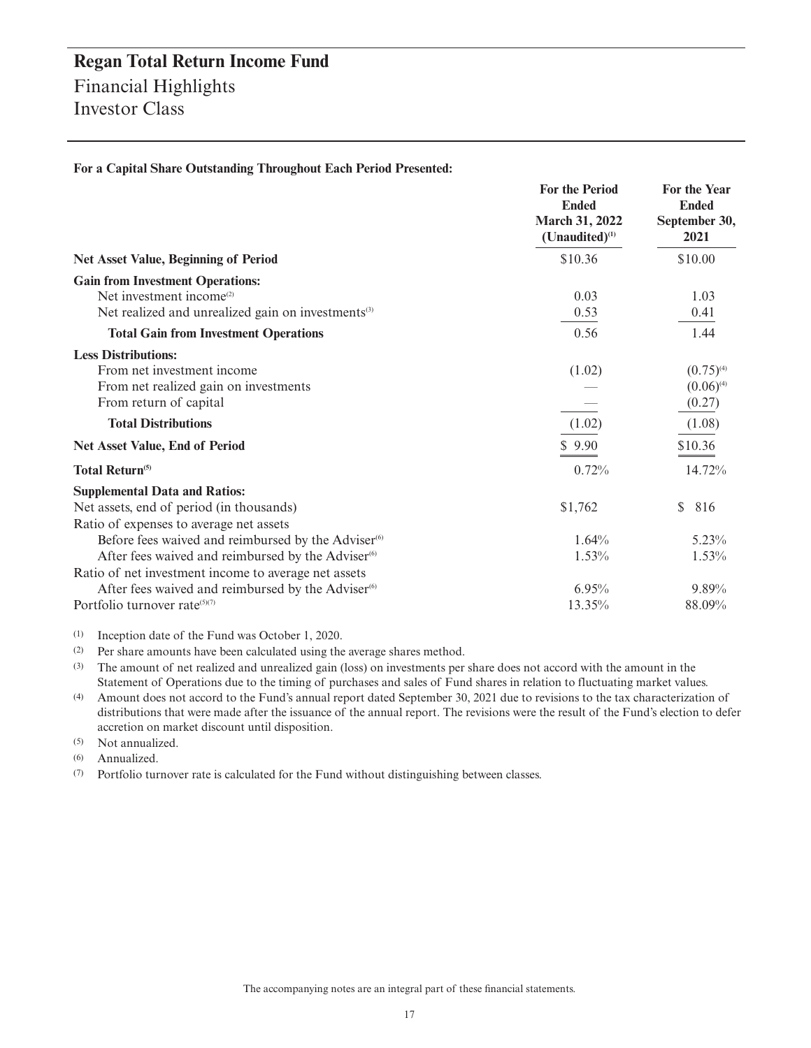# Regan Total Return Income Fund

## Financial Highlights

## Investor Class

**For a Capital Share Outstanding Throughout Each Period Presented:**

| | For the Period Ended March 31, 2022 (Unaudited)[1] | For the Year Ended September 30, 2021 |
|---|---|---|
| **Net Asset Value, Beginning of Period** | $10.36 | $10.00 |
| **Gain from Investment Operations:** | | |
| Net investment income[2] | 0.03 | 1.03 |
| Net realized and unrealized gain on investments[3] | 0.53 | 0.41 |
| **Total Gain from Investment Operations** | 0.56 | 1.44 |
| **Less Distributions:** | | |
| From net investment income | (1.02) | (0.75)[4] |
| From net realized gain on investments | — | (0.06)[4] |
| From return of capital | — | (0.27) |
| **Total Distributions** | (1.02) | (1.08) |
| **Net Asset Value, End of Period** | $ 9.90 | $10.36 |
| **Total Return[5]** | 0.72% | 14.72% |
| **Supplemental Data and Ratios:** | | |
| Net assets, end of period (in thousands) | $1,762 | $ 816 |
| Ratio of expenses to average net assets | | |
| Before fees waived and reimbursed by the Adviser[6] | 1.64% | 5.23% |
| After fees waived and reimbursed by the Adviser[6] | 1.53% | 1.53% |
| Ratio of net investment income to average net assets | | |
| After fees waived and reimbursed by the Adviser[6] | 6.95% | 9.89% |
| Portfolio turnover rate[5][7] | 13.35% | 88.09% |

(1) Inception date of the Fund was October 1, 2020.

(2) Per share amounts have been calculated using the average shares method.

(3) The amount of net realized and unrealized gain (loss) on investments per share does not accord with the amount in the Statement of Operations due to the timing of purchases and sales of Fund shares in relation to fluctuating market values.

(4) Amount does not accord to the Fund's annual report dated September 30, 2021 due to revisions to the tax characterization of distributions that were made after the issuance of the annual report. The revisions were the result of the Fund's election to defer accretion on market discount until disposition.

(5) Not annualized.

(6) Annualized.

(7) Portfolio turnover rate is calculated for the Fund without distinguishing between classes.

The accompanying notes are an integral part of these financial statements.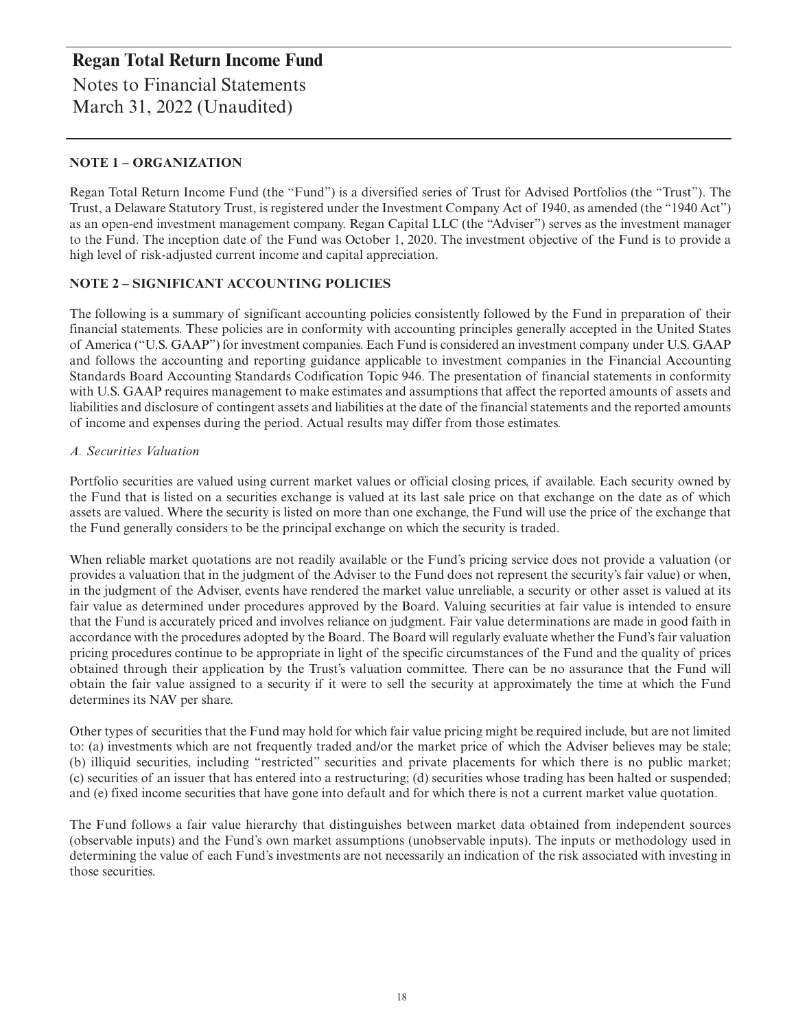# Regan Total Return Income Fund

Notes to Financial Statements
March 31, 2022 (Unaudited)

## NOTE 1 – ORGANIZATION

Regan Total Return Income Fund (the "Fund") is a diversified series of Trust for Advised Portfolios (the "Trust"). The Trust, a Delaware Statutory Trust, is registered under the Investment Company Act of 1940, as amended (the "1940 Act") as an open-end investment management company. Regan Capital LLC (the "Adviser") serves as the investment manager to the Fund. The inception date of the Fund was October 1, 2020. The investment objective of the Fund is to provide a high level of risk-adjusted current income and capital appreciation.

## NOTE 2 – SIGNIFICANT ACCOUNTING POLICIES

The following is a summary of significant accounting policies consistently followed by the Fund in preparation of their financial statements. These policies are in conformity with accounting principles generally accepted in the United States of America ("U.S. GAAP") for investment companies. Each Fund is considered an investment company under U.S. GAAP and follows the accounting and reporting guidance applicable to investment companies in the Financial Accounting Standards Board Accounting Standards Codification Topic 946. The presentation of financial statements in conformity with U.S. GAAP requires management to make estimates and assumptions that affect the reported amounts of assets and liabilities and disclosure of contingent assets and liabilities at the date of the financial statements and the reported amounts of income and expenses during the period. Actual results may differ from those estimates.

*A. Securities Valuation*

Portfolio securities are valued using current market values or official closing prices, if available. Each security owned by the Fund that is listed on a securities exchange is valued at its last sale price on that exchange on the date as of which assets are valued. Where the security is listed on more than one exchange, the Fund will use the price of the exchange that the Fund generally considers to be the principal exchange on which the security is traded.

When reliable market quotations are not readily available or the Fund's pricing service does not provide a valuation (or provides a valuation that in the judgment of the Adviser to the Fund does not represent the security's fair value) or when, in the judgment of the Adviser, events have rendered the market value unreliable, a security or other asset is valued at its fair value as determined under procedures approved by the Board. Valuing securities at fair value is intended to ensure that the Fund is accurately priced and involves reliance on judgment. Fair value determinations are made in good faith in accordance with the procedures adopted by the Board. The Board will regularly evaluate whether the Fund's fair valuation pricing procedures continue to be appropriate in light of the specific circumstances of the Fund and the quality of prices obtained through their application by the Trust's valuation committee. There can be no assurance that the Fund will obtain the fair value assigned to a security if it were to sell the security at approximately the time at which the Fund determines its NAV per share.

Other types of securities that the Fund may hold for which fair value pricing might be required include, but are not limited to: (a) investments which are not frequently traded and/or the market price of which the Adviser believes may be stale; (b) illiquid securities, including "restricted" securities and private placements for which there is no public market; (c) securities of an issuer that has entered into a restructuring; (d) securities whose trading has been halted or suspended; and (e) fixed income securities that have gone into default and for which there is not a current market value quotation.

The Fund follows a fair value hierarchy that distinguishes between market data obtained from independent sources (observable inputs) and the Fund's own market assumptions (unobservable inputs). The inputs or methodology used in determining the value of each Fund's investments are not necessarily an indication of the risk associated with investing in those securities.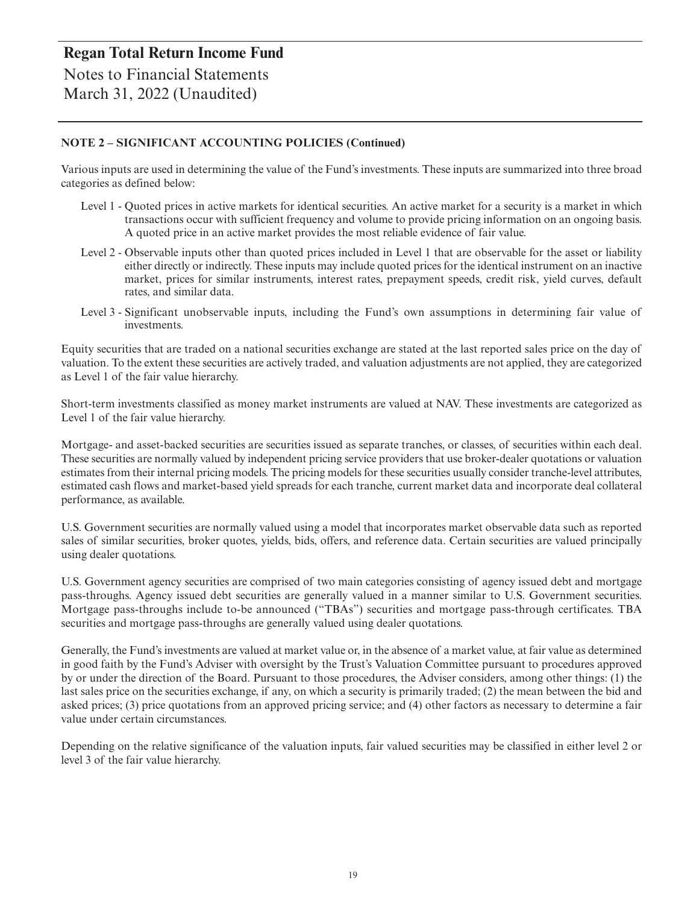# Regan Total Return Income Fund

Notes to Financial Statements
March 31, 2022 (Unaudited)

## NOTE 2 – SIGNIFICANT ACCOUNTING POLICIES (Continued)

Various inputs are used in determining the value of the Fund's investments. These inputs are summarized into three broad categories as defined below:

- Level 1 - Quoted prices in active markets for identical securities. An active market for a security is a market in which transactions occur with sufficient frequency and volume to provide pricing information on an ongoing basis. A quoted price in an active market provides the most reliable evidence of fair value.
- Level 2 - Observable inputs other than quoted prices included in Level 1 that are observable for the asset or liability either directly or indirectly. These inputs may include quoted prices for the identical instrument on an inactive market, prices for similar instruments, interest rates, prepayment speeds, credit risk, yield curves, default rates, and similar data.
- Level 3 - Significant unobservable inputs, including the Fund's own assumptions in determining fair value of investments.

Equity securities that are traded on a national securities exchange are stated at the last reported sales price on the day of valuation. To the extent these securities are actively traded, and valuation adjustments are not applied, they are categorized as Level 1 of the fair value hierarchy.

Short-term investments classified as money market instruments are valued at NAV. These investments are categorized as Level 1 of the fair value hierarchy.

Mortgage- and asset-backed securities are securities issued as separate tranches, or classes, of securities within each deal. These securities are normally valued by independent pricing service providers that use broker-dealer quotations or valuation estimates from their internal pricing models. The pricing models for these securities usually consider tranche-level attributes, estimated cash flows and market-based yield spreads for each tranche, current market data and incorporate deal collateral performance, as available.

U.S. Government securities are normally valued using a model that incorporates market observable data such as reported sales of similar securities, broker quotes, yields, bids, offers, and reference data. Certain securities are valued principally using dealer quotations.

U.S. Government agency securities are comprised of two main categories consisting of agency issued debt and mortgage pass-throughs. Agency issued debt securities are generally valued in a manner similar to U.S. Government securities. Mortgage pass-throughs include to-be announced ("TBAs") securities and mortgage pass-through certificates. TBA securities and mortgage pass-throughs are generally valued using dealer quotations.

Generally, the Fund's investments are valued at market value or, in the absence of a market value, at fair value as determined in good faith by the Fund's Adviser with oversight by the Trust's Valuation Committee pursuant to procedures approved by or under the direction of the Board. Pursuant to those procedures, the Adviser considers, among other things: (1) the last sales price on the securities exchange, if any, on which a security is primarily traded; (2) the mean between the bid and asked prices; (3) price quotations from an approved pricing service; and (4) other factors as necessary to determine a fair value under certain circumstances.

Depending on the relative significance of the valuation inputs, fair valued securities may be classified in either level 2 or level 3 of the fair value hierarchy.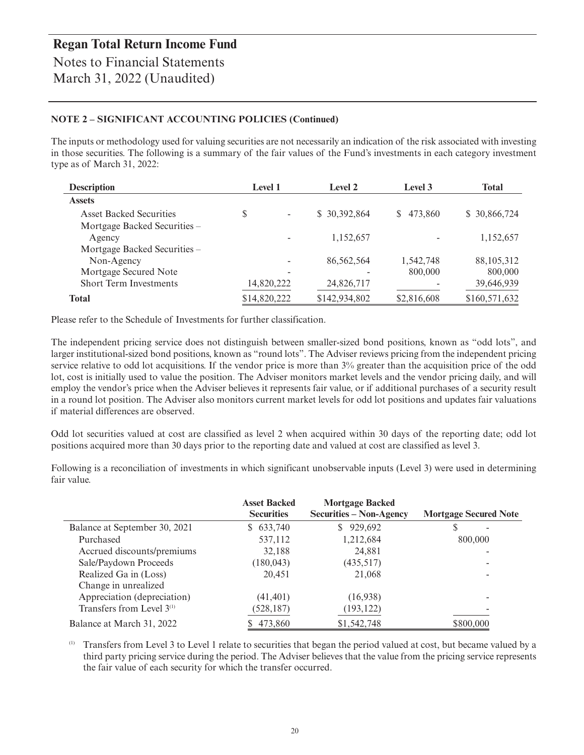# Regan Total Return Income Fund

Notes to Financial Statements
March 31, 2022 (Unaudited)

### NOTE 2 – SIGNIFICANT ACCOUNTING POLICIES (Continued)

The inputs or methodology used for valuing securities are not necessarily an indication of the risk associated with investing in those securities. The following is a summary of the fair values of the Fund's investments in each category investment type as of March 31, 2022:

| Description | Level 1 | Level 2 | Level 3 | Total |
|---|---|---|---|---|
| **Assets** | | | | |
| Asset Backed Securities | $ - | $ 30,392,864 | $ 473,860 | $ 30,866,724 |
| Mortgage Backed Securities – Agency | - | 1,152,657 | - | 1,152,657 |
| Mortgage Backed Securities – Non-Agency | - | 86,562,564 | 1,542,748 | 88,105,312 |
| Mortgage Secured Note | - | - | 800,000 | 800,000 |
| Short Term Investments | 14,820,222 | 24,826,717 | - | 39,646,939 |
| **Total** | $14,820,222 | $142,934,802 | $2,816,608 | $160,571,632 |

Please refer to the Schedule of Investments for further classification.

The independent pricing service does not distinguish between smaller-sized bond positions, known as "odd lots", and larger institutional-sized bond positions, known as "round lots". The Adviser reviews pricing from the independent pricing service relative to odd lot acquisitions. If the vendor price is more than 3% greater than the acquisition price of the odd lot, cost is initially used to value the position. The Adviser monitors market levels and the vendor pricing daily, and will employ the vendor's price when the Adviser believes it represents fair value, or if additional purchases of a security result in a round lot position. The Adviser also monitors current market levels for odd lot positions and updates fair valuations if material differences are observed.

Odd lot securities valued at cost are classified as level 2 when acquired within 30 days of the reporting date; odd lot positions acquired more than 30 days prior to the reporting date and valued at cost are classified as level 3.

Following is a reconciliation of investments in which significant unobservable inputs (Level 3) were used in determining fair value.

| | Asset Backed Securities | Mortgage Backed Securities – Non-Agency | Mortgage Secured Note |
|---|---|---|---|
| Balance at September 30, 2021 | $ 633,740 | $ 929,692 | $ - |
| Purchased | 537,112 | 1,212,684 | 800,000 |
| Accrued discounts/premiums | 32,188 | 24,881 | - |
| Sale/Paydown Proceeds | (180,043) | (435,517) | - |
| Realized Ga in (Loss) | 20,451 | 21,068 | - |
| Change in unrealized Appreciation (depreciation) | (41,401) | (16,938) | - |
| Transfers from Level 3[1] | (528,187) | (193,122) | - |
| Balance at March 31, 2022 | $ 473,860 | $1,542,748 | $800,000 |

[1] Transfers from Level 3 to Level 1 relate to securities that began the period valued at cost, but became valued by a third party pricing service during the period. The Adviser believes that the value from the pricing service represents the fair value of each security for which the transfer occurred.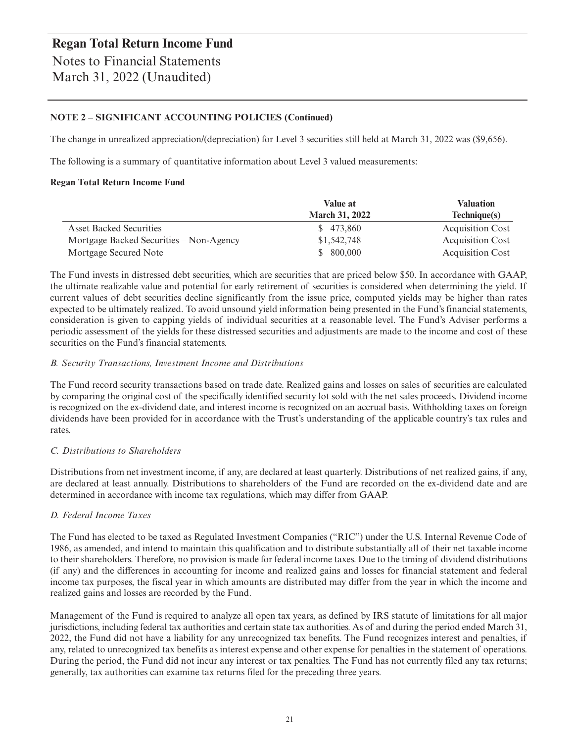## NOTE 2 – SIGNIFICANT ACCOUNTING POLICIES (Continued)

The change in unrealized appreciation/(depreciation) for Level 3 securities still held at March 31, 2022 was ($9,656).

The following is a summary of quantitative information about Level 3 valued measurements:

**Regan Total Return Income Fund**

| | Value at March 31, 2022 | Valuation Technique(s) |
|---|---|---|
| Asset Backed Securities | $ 473,860 | Acquisition Cost |
| Mortgage Backed Securities – Non-Agency | $1,542,748 | Acquisition Cost |
| Mortgage Secured Note | $ 800,000 | Acquisition Cost |

The Fund invests in distressed debt securities, which are securities that are priced below $50. In accordance with GAAP, the ultimate realizable value and potential for early retirement of securities is considered when determining the yield. If current values of debt securities decline significantly from the issue price, computed yields may be higher than rates expected to be ultimately realized. To avoid unsound yield information being presented in the Fund's financial statements, consideration is given to capping yields of individual securities at a reasonable level. The Fund's Adviser performs a periodic assessment of the yields for these distressed securities and adjustments are made to the income and cost of these securities on the Fund's financial statements.

### *B. Security Transactions, Investment Income and Distributions*

The Fund record security transactions based on trade date. Realized gains and losses on sales of securities are calculated by comparing the original cost of the specifically identified security lot sold with the net sales proceeds. Dividend income is recognized on the ex-dividend date, and interest income is recognized on an accrual basis. Withholding taxes on foreign dividends have been provided for in accordance with the Trust's understanding of the applicable country's tax rules and rates.

### *C. Distributions to Shareholders*

Distributions from net investment income, if any, are declared at least quarterly. Distributions of net realized gains, if any, are declared at least annually. Distributions to shareholders of the Fund are recorded on the ex-dividend date and are determined in accordance with income tax regulations, which may differ from GAAP.

### *D. Federal Income Taxes*

The Fund has elected to be taxed as Regulated Investment Companies ("RIC") under the U.S. Internal Revenue Code of 1986, as amended, and intend to maintain this qualification and to distribute substantially all of their net taxable income to their shareholders. Therefore, no provision is made for federal income taxes. Due to the timing of dividend distributions (if any) and the differences in accounting for income and realized gains and losses for financial statement and federal income tax purposes, the fiscal year in which amounts are distributed may differ from the year in which the income and realized gains and losses are recorded by the Fund.

Management of the Fund is required to analyze all open tax years, as defined by IRS statute of limitations for all major jurisdictions, including federal tax authorities and certain state tax authorities. As of and during the period ended March 31, 2022, the Fund did not have a liability for any unrecognized tax benefits. The Fund recognizes interest and penalties, if any, related to unrecognized tax benefits as interest expense and other expense for penalties in the statement of operations. During the period, the Fund did not incur any interest or tax penalties. The Fund has not currently filed any tax returns; generally, tax authorities can examine tax returns filed for the preceding three years.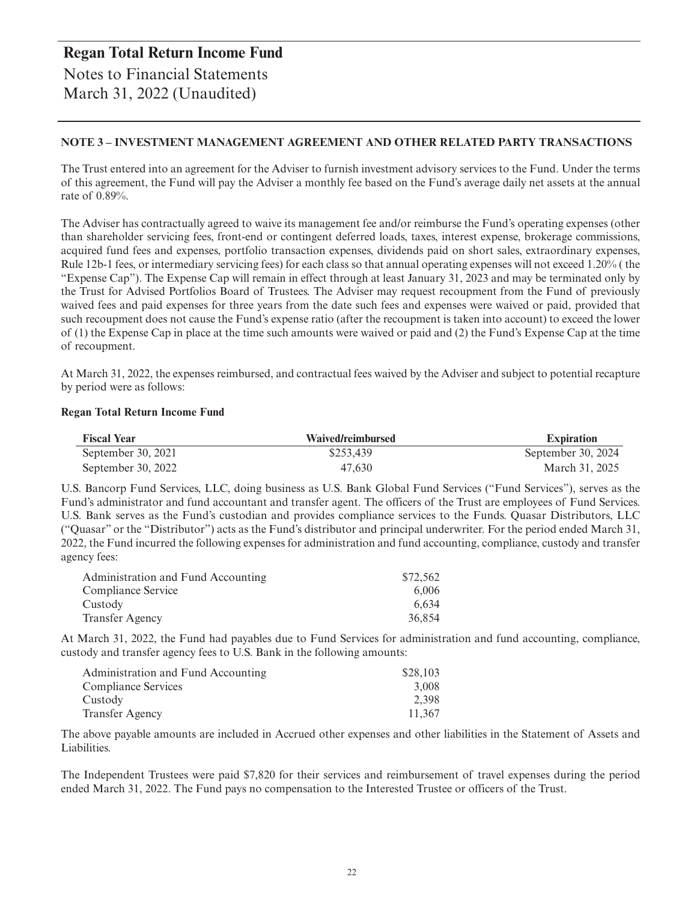# Regan Total Return Income Fund

Notes to Financial Statements
March 31, 2022 (Unaudited)

### NOTE 3 – INVESTMENT MANAGEMENT AGREEMENT AND OTHER RELATED PARTY TRANSACTIONS

The Trust entered into an agreement for the Adviser to furnish investment advisory services to the Fund. Under the terms of this agreement, the Fund will pay the Adviser a monthly fee based on the Fund's average daily net assets at the annual rate of 0.89%.

The Adviser has contractually agreed to waive its management fee and/or reimburse the Fund's operating expenses (other than shareholder servicing fees, front-end or contingent deferred loads, taxes, interest expense, brokerage commissions, acquired fund fees and expenses, portfolio transaction expenses, dividends paid on short sales, extraordinary expenses, Rule 12b-1 fees, or intermediary servicing fees) for each class so that annual operating expenses will not exceed 1.20% ( the "Expense Cap"). The Expense Cap will remain in effect through at least January 31, 2023 and may be terminated only by the Trust for Advised Portfolios Board of Trustees. The Adviser may request recoupment from the Fund of previously waived fees and paid expenses for three years from the date such fees and expenses were waived or paid, provided that such recoupment does not cause the Fund's expense ratio (after the recoupment is taken into account) to exceed the lower of (1) the Expense Cap in place at the time such amounts were waived or paid and (2) the Fund's Expense Cap at the time of recoupment.

At March 31, 2022, the expenses reimbursed, and contractual fees waived by the Adviser and subject to potential recapture by period were as follows:

**Regan Total Return Income Fund**

| Fiscal Year | Waived/reimbursed | Expiration |
|---|---|---|
| September 30, 2021 | $253,439 | September 30, 2024 |
| September 30, 2022 | 47,630 | March 31, 2025 |

U.S. Bancorp Fund Services, LLC, doing business as U.S. Bank Global Fund Services ("Fund Services"), serves as the Fund's administrator and fund accountant and transfer agent. The officers of the Trust are employees of Fund Services. U.S. Bank serves as the Fund's custodian and provides compliance services to the Funds. Quasar Distributors, LLC ("Quasar" or the "Distributor") acts as the Fund's distributor and principal underwriter. For the period ended March 31, 2022, the Fund incurred the following expenses for administration and fund accounting, compliance, custody and transfer agency fees:

| | |
|---|---|
| Administration and Fund Accounting | $72,562 |
| Compliance Service | 6,006 |
| Custody | 6,634 |
| Transfer Agency | 36,854 |

At March 31, 2022, the Fund had payables due to Fund Services for administration and fund accounting, compliance, custody and transfer agency fees to U.S. Bank in the following amounts:

| | |
|---|---|
| Administration and Fund Accounting | $28,103 |
| Compliance Services | 3,008 |
| Custody | 2,398 |
| Transfer Agency | 11,367 |

The above payable amounts are included in Accrued other expenses and other liabilities in the Statement of Assets and Liabilities.

The Independent Trustees were paid $7,820 for their services and reimbursement of travel expenses during the period ended March 31, 2022. The Fund pays no compensation to the Interested Trustee or officers of the Trust.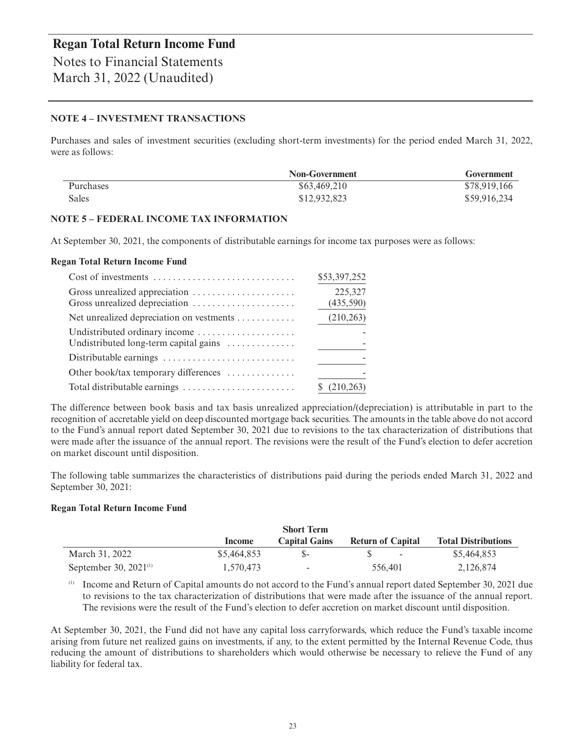# Regan Total Return Income Fund

Notes to Financial Statements
March 31, 2022 (Unaudited)

### NOTE 4 – INVESTMENT TRANSACTIONS

Purchases and sales of investment securities (excluding short-term investments) for the period ended March 31, 2022, were as follows:

| | Non-Government | Government |
|---|---|---|
| Purchases | $63,469,210 | $78,919,166 |
| Sales | $12,932,823 | $59,916,234 |

### NOTE 5 – FEDERAL INCOME TAX INFORMATION

At September 30, 2021, the components of distributable earnings for income tax purposes were as follows:

**Regan Total Return Income Fund**

| | |
|---|---|
| Cost of investments | $53,397,252 |
| Gross unrealized appreciation | 225,327 |
| Gross unrealized depreciation | (435,590) |
| Net unrealized depreciation on vestments | (210,263) |
| Undistributed ordinary income | - |
| Undistributed long-term capital gains | - |
| Distributable earnings | - |
| Other book/tax temporary differences | - |
| Total distributable earnings | $ (210,263) |

The difference between book basis and tax basis unrealized appreciation/(depreciation) is attributable in part to the recognition of accretable yield on deep discounted mortgage back securities. The amounts in the table above do not accord to the Fund's annual report dated September 30, 2021 due to revisions to the tax characterization of distributions that were made after the issuance of the annual report. The revisions were the result of the Fund's election to defer accretion on market discount until disposition.

The following table summarizes the characteristics of distributions paid during the periods ended March 31, 2022 and September 30, 2021:

**Regan Total Return Income Fund**

| | Income | Short Term Capital Gains | Return of Capital | Total Distributions |
|---|---|---|---|---|
| March 31, 2022 | $5,464,853 | $- | $ - | $5,464,853 |
| September 30, 2021[(1)] | 1,570,473 | - | 556,401 | 2,126,874 |

[(1)] Income and Return of Capital amounts do not accord to the Fund's annual report dated September 30, 2021 due to revisions to the tax characterization of distributions that were made after the issuance of the annual report. The revisions were the result of the Fund's election to defer accretion on market discount until disposition.

At September 30, 2021, the Fund did not have any capital loss carryforwards, which reduce the Fund's taxable income arising from future net realized gains on investments, if any, to the extent permitted by the Internal Revenue Code, thus reducing the amount of distributions to shareholders which would otherwise be necessary to relieve the Fund of any liability for federal tax.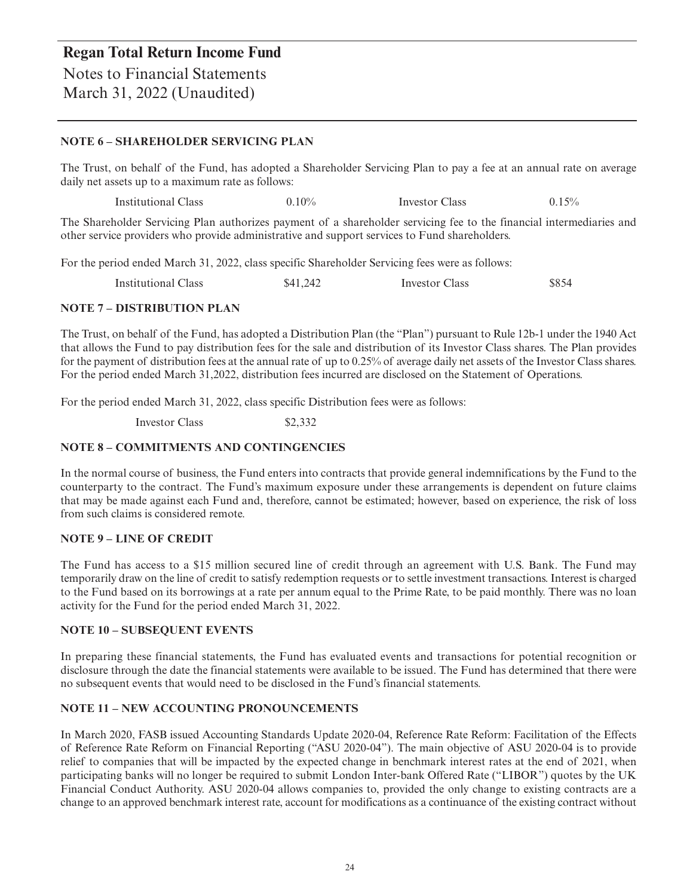# Regan Total Return Income Fund

Notes to Financial Statements
March 31, 2022 (Unaudited)

### NOTE 6 – SHAREHOLDER SERVICING PLAN

The Trust, on behalf of the Fund, has adopted a Shareholder Servicing Plan to pay a fee at an annual rate on average daily net assets up to a maximum rate as follows:

| Institutional Class | 0.10% | Investor Class | 0.15% |
|---|---|---|---|

The Shareholder Servicing Plan authorizes payment of a shareholder servicing fee to the financial intermediaries and other service providers who provide administrative and support services to Fund shareholders.

For the period ended March 31, 2022, class specific Shareholder Servicing fees were as follows:

| Institutional Class | $41,242 | Investor Class | $854 |
|---|---|---|---|

### NOTE 7 – DISTRIBUTION PLAN

The Trust, on behalf of the Fund, has adopted a Distribution Plan (the "Plan") pursuant to Rule 12b-1 under the 1940 Act that allows the Fund to pay distribution fees for the sale and distribution of its Investor Class shares. The Plan provides for the payment of distribution fees at the annual rate of up to 0.25% of average daily net assets of the Investor Class shares. For the period ended March 31,2022, distribution fees incurred are disclosed on the Statement of Operations.

For the period ended March 31, 2022, class specific Distribution fees were as follows:

| Investor Class | $2,332 |
|---|---|

### NOTE 8 – COMMITMENTS AND CONTINGENCIES

In the normal course of business, the Fund enters into contracts that provide general indemnifications by the Fund to the counterparty to the contract. The Fund's maximum exposure under these arrangements is dependent on future claims that may be made against each Fund and, therefore, cannot be estimated; however, based on experience, the risk of loss from such claims is considered remote.

### NOTE 9 – LINE OF CREDIT

The Fund has access to a $15 million secured line of credit through an agreement with U.S. Bank. The Fund may temporarily draw on the line of credit to satisfy redemption requests or to settle investment transactions. Interest is charged to the Fund based on its borrowings at a rate per annum equal to the Prime Rate, to be paid monthly. There was no loan activity for the Fund for the period ended March 31, 2022.

### NOTE 10 – SUBSEQUENT EVENTS

In preparing these financial statements, the Fund has evaluated events and transactions for potential recognition or disclosure through the date the financial statements were available to be issued. The Fund has determined that there were no subsequent events that would need to be disclosed in the Fund's financial statements.

### NOTE 11 – NEW ACCOUNTING PRONOUNCEMENTS

In March 2020, FASB issued Accounting Standards Update 2020-04, Reference Rate Reform: Facilitation of the Effects of Reference Rate Reform on Financial Reporting ("ASU 2020-04"). The main objective of ASU 2020-04 is to provide relief to companies that will be impacted by the expected change in benchmark interest rates at the end of 2021, when participating banks will no longer be required to submit London Inter-bank Offered Rate ("LIBOR") quotes by the UK Financial Conduct Authority. ASU 2020-04 allows companies to, provided the only change to existing contracts are a change to an approved benchmark interest rate, account for modifications as a continuance of the existing contract without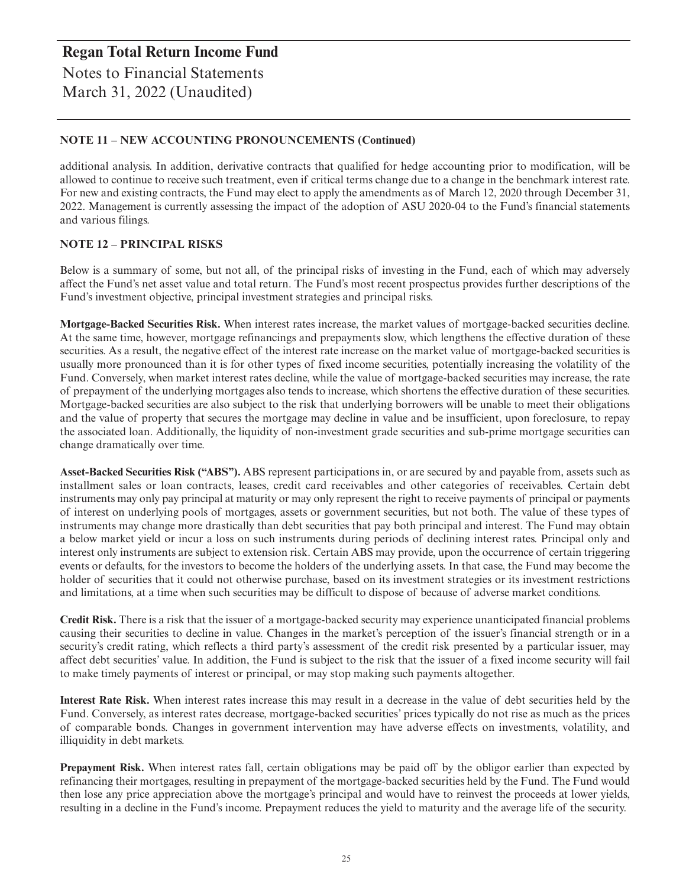**NOTE 11 – NEW ACCOUNTING PRONOUNCEMENTS (Continued)**

additional analysis. In addition, derivative contracts that qualified for hedge accounting prior to modification, will be allowed to continue to receive such treatment, even if critical terms change due to a change in the benchmark interest rate. For new and existing contracts, the Fund may elect to apply the amendments as of March 12, 2020 through December 31, 2022. Management is currently assessing the impact of the adoption of ASU 2020-04 to the Fund's financial statements and various filings.

**NOTE 12 – PRINCIPAL RISKS**

Below is a summary of some, but not all, of the principal risks of investing in the Fund, each of which may adversely affect the Fund's net asset value and total return. The Fund's most recent prospectus provides further descriptions of the Fund's investment objective, principal investment strategies and principal risks.

**Mortgage-Backed Securities Risk.** When interest rates increase, the market values of mortgage-backed securities decline. At the same time, however, mortgage refinancings and prepayments slow, which lengthens the effective duration of these securities. As a result, the negative effect of the interest rate increase on the market value of mortgage-backed securities is usually more pronounced than it is for other types of fixed income securities, potentially increasing the volatility of the Fund. Conversely, when market interest rates decline, while the value of mortgage-backed securities may increase, the rate of prepayment of the underlying mortgages also tends to increase, which shortens the effective duration of these securities. Mortgage-backed securities are also subject to the risk that underlying borrowers will be unable to meet their obligations and the value of property that secures the mortgage may decline in value and be insufficient, upon foreclosure, to repay the associated loan. Additionally, the liquidity of non-investment grade securities and sub-prime mortgage securities can change dramatically over time.

**Asset-Backed Securities Risk ("ABS").** ABS represent participations in, or are secured by and payable from, assets such as installment sales or loan contracts, leases, credit card receivables and other categories of receivables. Certain debt instruments may only pay principal at maturity or may only represent the right to receive payments of principal or payments of interest on underlying pools of mortgages, assets or government securities, but not both. The value of these types of instruments may change more drastically than debt securities that pay both principal and interest. The Fund may obtain a below market yield or incur a loss on such instruments during periods of declining interest rates. Principal only and interest only instruments are subject to extension risk. Certain ABS may provide, upon the occurrence of certain triggering events or defaults, for the investors to become the holders of the underlying assets. In that case, the Fund may become the holder of securities that it could not otherwise purchase, based on its investment strategies or its investment restrictions and limitations, at a time when such securities may be difficult to dispose of because of adverse market conditions.

**Credit Risk.** There is a risk that the issuer of a mortgage-backed security may experience unanticipated financial problems causing their securities to decline in value. Changes in the market's perception of the issuer's financial strength or in a security's credit rating, which reflects a third party's assessment of the credit risk presented by a particular issuer, may affect debt securities' value. In addition, the Fund is subject to the risk that the issuer of a fixed income security will fail to make timely payments of interest or principal, or may stop making such payments altogether.

**Interest Rate Risk.** When interest rates increase this may result in a decrease in the value of debt securities held by the Fund. Conversely, as interest rates decrease, mortgage-backed securities' prices typically do not rise as much as the prices of comparable bonds. Changes in government intervention may have adverse effects on investments, volatility, and illiquidity in debt markets.

**Prepayment Risk.** When interest rates fall, certain obligations may be paid off by the obligor earlier than expected by refinancing their mortgages, resulting in prepayment of the mortgage-backed securities held by the Fund. The Fund would then lose any price appreciation above the mortgage's principal and would have to reinvest the proceeds at lower yields, resulting in a decline in the Fund's income. Prepayment reduces the yield to maturity and the average life of the security.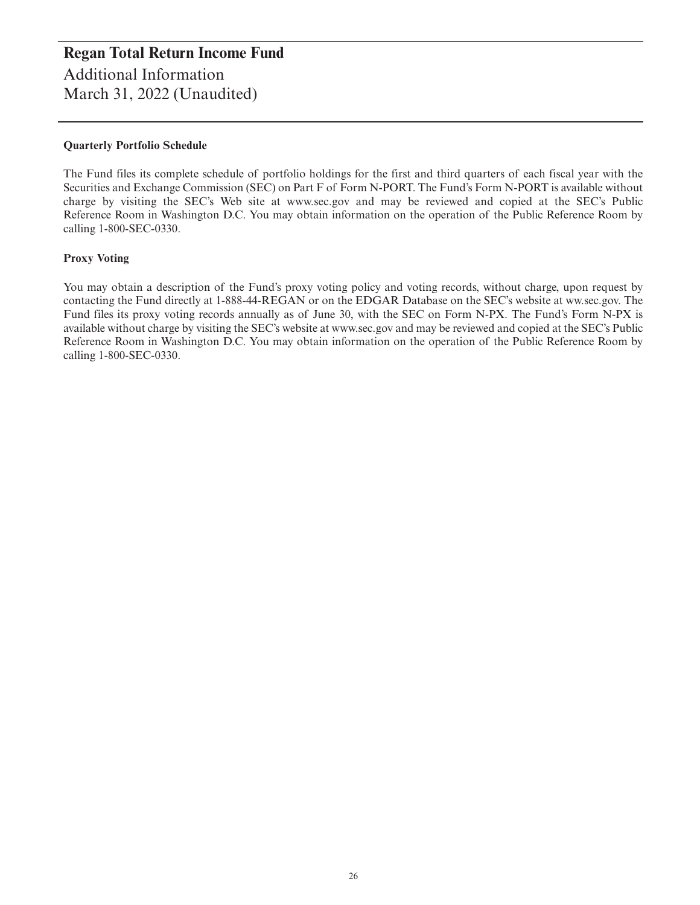# Regan Total Return Income Fund

## Additional Information
## March 31, 2022 (Unaudited)

**Quarterly Portfolio Schedule**

The Fund files its complete schedule of portfolio holdings for the first and third quarters of each fiscal year with the Securities and Exchange Commission (SEC) on Part F of Form N-PORT. The Fund's Form N-PORT is available without charge by visiting the SEC's Web site at www.sec.gov and may be reviewed and copied at the SEC's Public Reference Room in Washington D.C. You may obtain information on the operation of the Public Reference Room by calling 1-800-SEC-0330.

**Proxy Voting**

You may obtain a description of the Fund's proxy voting policy and voting records, without charge, upon request by contacting the Fund directly at 1-888-44-REGAN or on the EDGAR Database on the SEC's website at ww.sec.gov. The Fund files its proxy voting records annually as of June 30, with the SEC on Form N-PX. The Fund's Form N-PX is available without charge by visiting the SEC's website at www.sec.gov and may be reviewed and copied at the SEC's Public Reference Room in Washington D.C. You may obtain information on the operation of the Public Reference Room by calling 1-800-SEC-0330.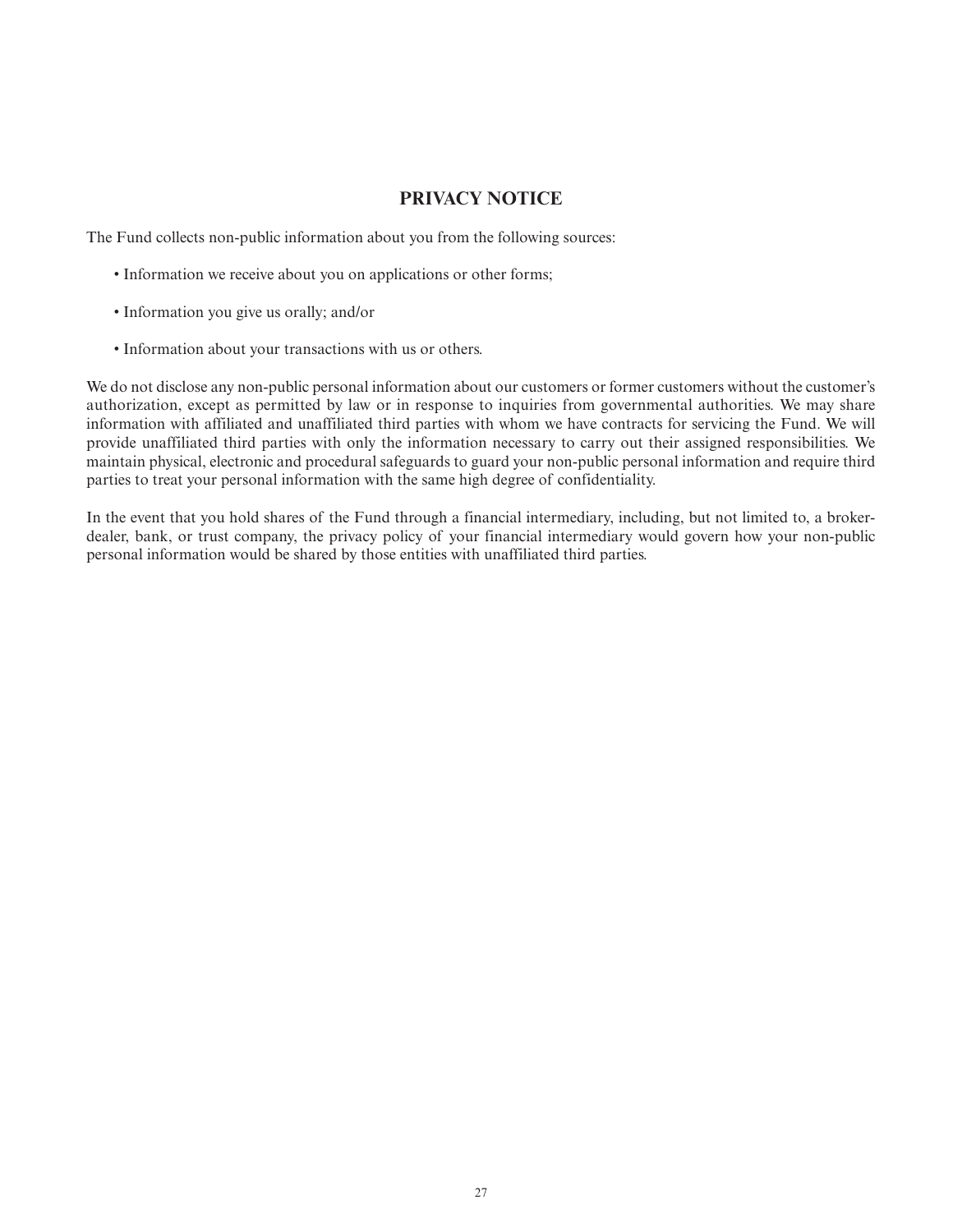# PRIVACY NOTICE

The Fund collects non-public information about you from the following sources:

- Information we receive about you on applications or other forms;
- Information you give us orally; and/or
- Information about your transactions with us or others.

We do not disclose any non-public personal information about our customers or former customers without the customer's authorization, except as permitted by law or in response to inquiries from governmental authorities. We may share information with affiliated and unaffiliated third parties with whom we have contracts for servicing the Fund. We will provide unaffiliated third parties with only the information necessary to carry out their assigned responsibilities. We maintain physical, electronic and procedural safeguards to guard your non-public personal information and require third parties to treat your personal information with the same high degree of confidentiality.

In the event that you hold shares of the Fund through a financial intermediary, including, but not limited to, a broker-dealer, bank, or trust company, the privacy policy of your financial intermediary would govern how your non-public personal information would be shared by those entities with unaffiliated third parties.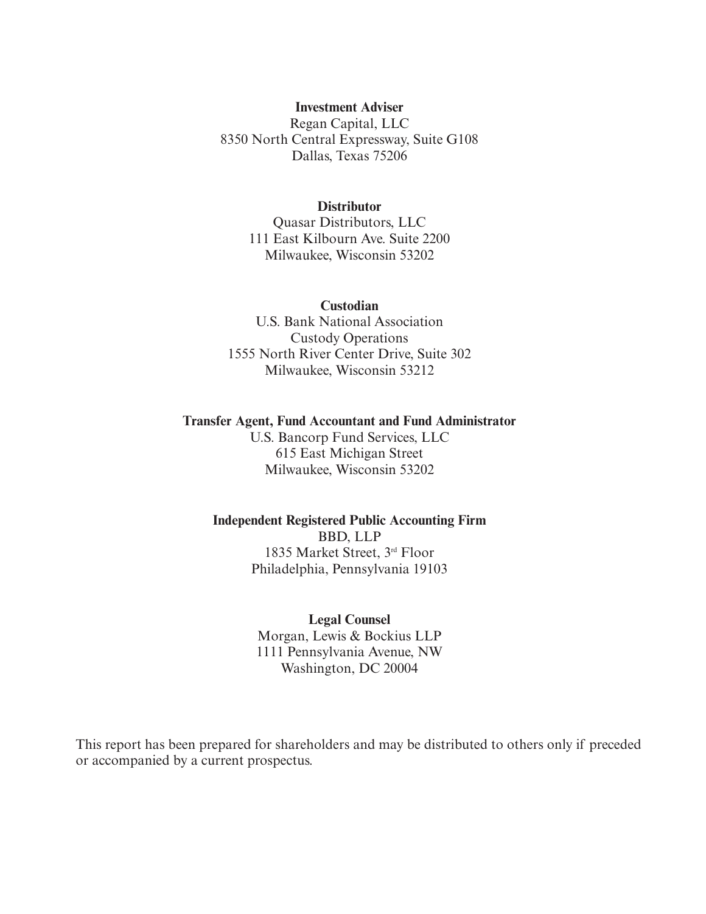**Investment Adviser**
Regan Capital, LLC
8350 North Central Expressway, Suite G108
Dallas, Texas 75206

**Distributor**
Quasar Distributors, LLC
111 East Kilbourn Ave. Suite 2200
Milwaukee, Wisconsin 53202

**Custodian**
U.S. Bank National Association
Custody Operations
1555 North River Center Drive, Suite 302
Milwaukee, Wisconsin 53212

**Transfer Agent, Fund Accountant and Fund Administrator**
U.S. Bancorp Fund Services, LLC
615 East Michigan Street
Milwaukee, Wisconsin 53202

**Independent Registered Public Accounting Firm**
BBD, LLP
1835 Market Street, 3rd Floor
Philadelphia, Pennsylvania 19103

**Legal Counsel**
Morgan, Lewis & Bockius LLP
1111 Pennsylvania Avenue, NW
Washington, DC 20004

This report has been prepared for shareholders and may be distributed to others only if preceded or accompanied by a current prospectus.